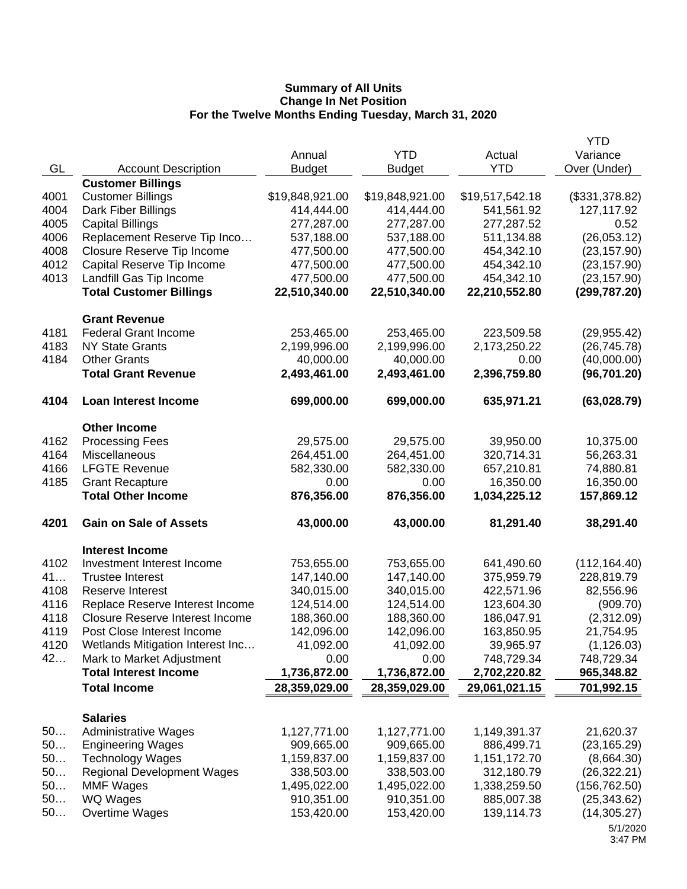**Summary of All Units**
**Change In Net Position**
**For the Twelve Months Ending Tuesday, March 31, 2020**

| GL | Account Description | Annual Budget | YTD Budget | Actual YTD | YTD Variance Over (Under) |
|---|---|---|---|---|---|
| | **Customer Billings** | | | | |
| 4001 | Customer Billings | $19,848,921.00 | $19,848,921.00 | $19,517,542.18 | ($331,378.82) |
| 4004 | Dark Fiber Billings | 414,444.00 | 414,444.00 | 541,561.92 | 127,117.92 |
| 4005 | Capital Billings | 277,287.00 | 277,287.00 | 277,287.52 | 0.52 |
| 4006 | Replacement Reserve Tip Inco… | 537,188.00 | 537,188.00 | 511,134.88 | (26,053.12) |
| 4008 | Closure Reserve Tip Income | 477,500.00 | 477,500.00 | 454,342.10 | (23,157.90) |
| 4012 | Capital Reserve Tip Income | 477,500.00 | 477,500.00 | 454,342.10 | (23,157.90) |
| 4013 | Landfill Gas Tip Income | 477,500.00 | 477,500.00 | 454,342.10 | (23,157.90) |
| | **Total Customer Billings** | **22,510,340.00** | **22,510,340.00** | **22,210,552.80** | **(299,787.20)** |
| | **Grant Revenue** | | | | |
| 4181 | Federal Grant Income | 253,465.00 | 253,465.00 | 223,509.58 | (29,955.42) |
| 4183 | NY State Grants | 2,199,996.00 | 2,199,996.00 | 2,173,250.22 | (26,745.78) |
| 4184 | Other Grants | 40,000.00 | 40,000.00 | 0.00 | (40,000.00) |
| | **Total Grant Revenue** | **2,493,461.00** | **2,493,461.00** | **2,396,759.80** | **(96,701.20)** |
| **4104** | **Loan Interest Income** | **699,000.00** | **699,000.00** | **635,971.21** | **(63,028.79)** |
| | **Other Income** | | | | |
| 4162 | Processing Fees | 29,575.00 | 29,575.00 | 39,950.00 | 10,375.00 |
| 4164 | Miscellaneous | 264,451.00 | 264,451.00 | 320,714.31 | 56,263.31 |
| 4166 | LFGTE Revenue | 582,330.00 | 582,330.00 | 657,210.81 | 74,880.81 |
| 4185 | Grant Recapture | 0.00 | 0.00 | 16,350.00 | 16,350.00 |
| | **Total Other Income** | **876,356.00** | **876,356.00** | **1,034,225.12** | **157,869.12** |
| **4201** | **Gain on Sale of Assets** | **43,000.00** | **43,000.00** | **81,291.40** | **38,291.40** |
| | **Interest Income** | | | | |
| 4102 | Investment Interest Income | 753,655.00 | 753,655.00 | 641,490.60 | (112,164.40) |
| 41… | Trustee Interest | 147,140.00 | 147,140.00 | 375,959.79 | 228,819.79 |
| 4108 | Reserve Interest | 340,015.00 | 340,015.00 | 422,571.96 | 82,556.96 |
| 4116 | Replace Reserve Interest Income | 124,514.00 | 124,514.00 | 123,604.30 | (909.70) |
| 4118 | Closure Reserve Interest Income | 188,360.00 | 188,360.00 | 186,047.91 | (2,312.09) |
| 4119 | Post Close Interest Income | 142,096.00 | 142,096.00 | 163,850.95 | 21,754.95 |
| 4120 | Wetlands Mitigation Interest Inc… | 41,092.00 | 41,092.00 | 39,965.97 | (1,126.03) |
| 42… | Mark to Market Adjustment | 0.00 | 0.00 | 748,729.34 | 748,729.34 |
| | **Total Interest Income** | **1,736,872.00** | **1,736,872.00** | **2,702,220.82** | **965,348.82** |
| | **Total Income** | **28,359,029.00** | **28,359,029.00** | **29,061,021.15** | **701,992.15** |
| | **Salaries** | | | | |
| 50… | Administrative Wages | 1,127,771.00 | 1,127,771.00 | 1,149,391.37 | 21,620.37 |
| 50… | Engineering Wages | 909,665.00 | 909,665.00 | 886,499.71 | (23,165.29) |
| 50… | Technology Wages | 1,159,837.00 | 1,159,837.00 | 1,151,172.70 | (8,664.30) |
| 50… | Regional Development Wages | 338,503.00 | 338,503.00 | 312,180.79 | (26,322.21) |
| 50… | MMF Wages | 1,495,022.00 | 1,495,022.00 | 1,338,259.50 | (156,762.50) |
| 50… | WQ Wages | 910,351.00 | 910,351.00 | 885,007.38 | (25,343.62) |
| 50… | Overtime Wages | 153,420.00 | 153,420.00 | 139,114.73 | (14,305.27) |

5/1/2020
3:47 PM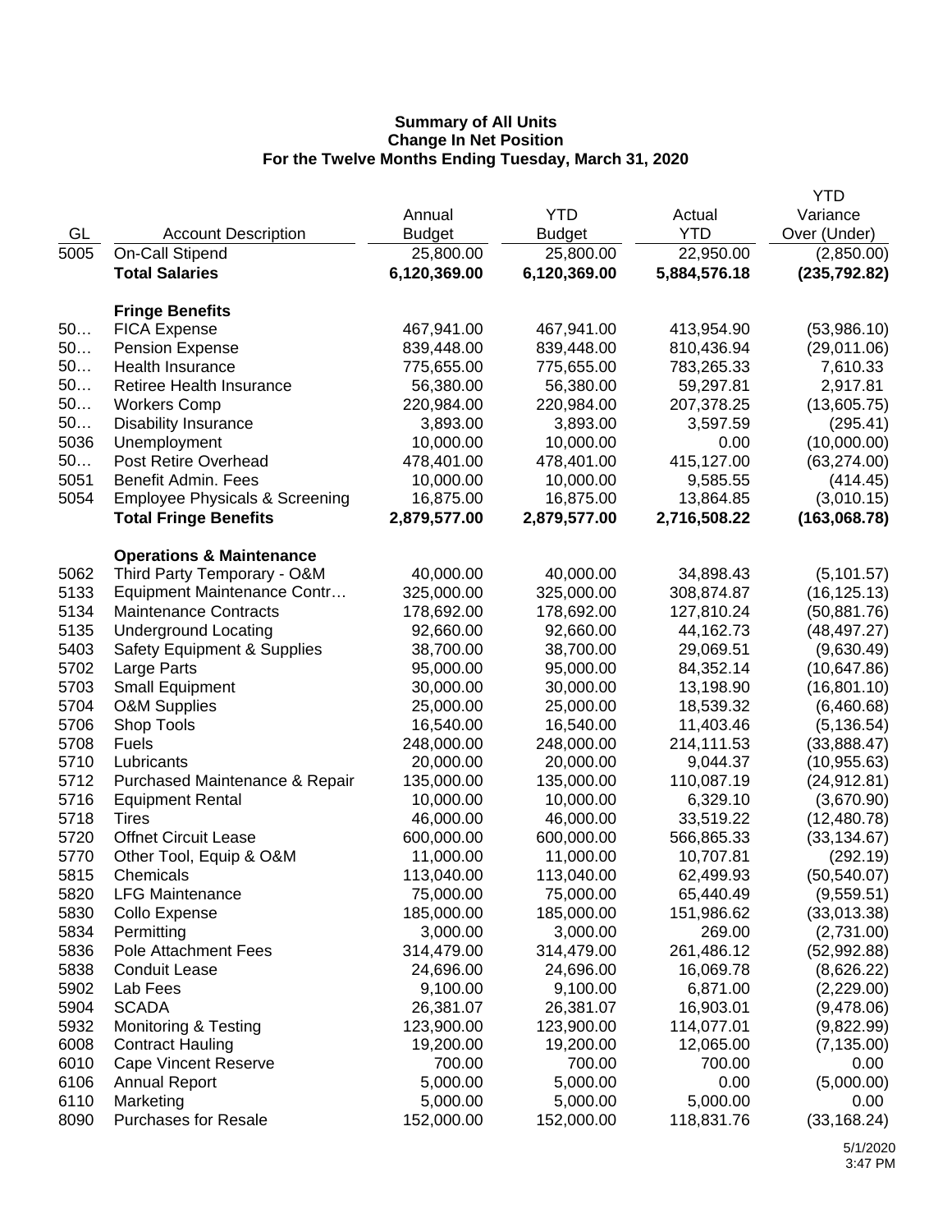**Summary of All Units**
**Change In Net Position**
**For the Twelve Months Ending Tuesday, March 31, 2020**

| GL | Account Description | Annual Budget | YTD Budget | Actual YTD | YTD Variance Over (Under) |
|---|---|---|---|---|---|
| 5005 | On-Call Stipend | 25,800.00 | 25,800.00 | 22,950.00 | (2,850.00) |
| | **Total Salaries** | **6,120,369.00** | **6,120,369.00** | **5,884,576.18** | **(235,792.82)** |
| | | | | | |
| | **Fringe Benefits** | | | | |
| 50… | FICA Expense | 467,941.00 | 467,941.00 | 413,954.90 | (53,986.10) |
| 50… | Pension Expense | 839,448.00 | 839,448.00 | 810,436.94 | (29,011.06) |
| 50… | Health Insurance | 775,655.00 | 775,655.00 | 783,265.33 | 7,610.33 |
| 50… | Retiree Health Insurance | 56,380.00 | 56,380.00 | 59,297.81 | 2,917.81 |
| 50… | Workers Comp | 220,984.00 | 220,984.00 | 207,378.25 | (13,605.75) |
| 50… | Disability Insurance | 3,893.00 | 3,893.00 | 3,597.59 | (295.41) |
| 5036 | Unemployment | 10,000.00 | 10,000.00 | 0.00 | (10,000.00) |
| 50… | Post Retire Overhead | 478,401.00 | 478,401.00 | 415,127.00 | (63,274.00) |
| 5051 | Benefit Admin. Fees | 10,000.00 | 10,000.00 | 9,585.55 | (414.45) |
| 5054 | Employee Physicals & Screening | 16,875.00 | 16,875.00 | 13,864.85 | (3,010.15) |
| | **Total Fringe Benefits** | **2,879,577.00** | **2,879,577.00** | **2,716,508.22** | **(163,068.78)** |
| | | | | | |
| | **Operations & Maintenance** | | | | |
| 5062 | Third Party Temporary - O&M | 40,000.00 | 40,000.00 | 34,898.43 | (5,101.57) |
| 5133 | Equipment Maintenance Contr… | 325,000.00 | 325,000.00 | 308,874.87 | (16,125.13) |
| 5134 | Maintenance Contracts | 178,692.00 | 178,692.00 | 127,810.24 | (50,881.76) |
| 5135 | Underground Locating | 92,660.00 | 92,660.00 | 44,162.73 | (48,497.27) |
| 5403 | Safety Equipment & Supplies | 38,700.00 | 38,700.00 | 29,069.51 | (9,630.49) |
| 5702 | Large Parts | 95,000.00 | 95,000.00 | 84,352.14 | (10,647.86) |
| 5703 | Small Equipment | 30,000.00 | 30,000.00 | 13,198.90 | (16,801.10) |
| 5704 | O&M Supplies | 25,000.00 | 25,000.00 | 18,539.32 | (6,460.68) |
| 5706 | Shop Tools | 16,540.00 | 16,540.00 | 11,403.46 | (5,136.54) |
| 5708 | Fuels | 248,000.00 | 248,000.00 | 214,111.53 | (33,888.47) |
| 5710 | Lubricants | 20,000.00 | 20,000.00 | 9,044.37 | (10,955.63) |
| 5712 | Purchased Maintenance & Repair | 135,000.00 | 135,000.00 | 110,087.19 | (24,912.81) |
| 5716 | Equipment Rental | 10,000.00 | 10,000.00 | 6,329.10 | (3,670.90) |
| 5718 | Tires | 46,000.00 | 46,000.00 | 33,519.22 | (12,480.78) |
| 5720 | Offnet Circuit Lease | 600,000.00 | 600,000.00 | 566,865.33 | (33,134.67) |
| 5770 | Other Tool, Equip & O&M | 11,000.00 | 11,000.00 | 10,707.81 | (292.19) |
| 5815 | Chemicals | 113,040.00 | 113,040.00 | 62,499.93 | (50,540.07) |
| 5820 | LFG Maintenance | 75,000.00 | 75,000.00 | 65,440.49 | (9,559.51) |
| 5830 | Collo Expense | 185,000.00 | 185,000.00 | 151,986.62 | (33,013.38) |
| 5834 | Permitting | 3,000.00 | 3,000.00 | 269.00 | (2,731.00) |
| 5836 | Pole Attachment Fees | 314,479.00 | 314,479.00 | 261,486.12 | (52,992.88) |
| 5838 | Conduit Lease | 24,696.00 | 24,696.00 | 16,069.78 | (8,626.22) |
| 5902 | Lab Fees | 9,100.00 | 9,100.00 | 6,871.00 | (2,229.00) |
| 5904 | SCADA | 26,381.07 | 26,381.07 | 16,903.01 | (9,478.06) |
| 5932 | Monitoring & Testing | 123,900.00 | 123,900.00 | 114,077.01 | (9,822.99) |
| 6008 | Contract Hauling | 19,200.00 | 19,200.00 | 12,065.00 | (7,135.00) |
| 6010 | Cape Vincent Reserve | 700.00 | 700.00 | 700.00 | 0.00 |
| 6106 | Annual Report | 5,000.00 | 5,000.00 | 0.00 | (5,000.00) |
| 6110 | Marketing | 5,000.00 | 5,000.00 | 5,000.00 | 0.00 |
| 8090 | Purchases for Resale | 152,000.00 | 152,000.00 | 118,831.76 | (33,168.24) |

5/1/2020
3:47 PM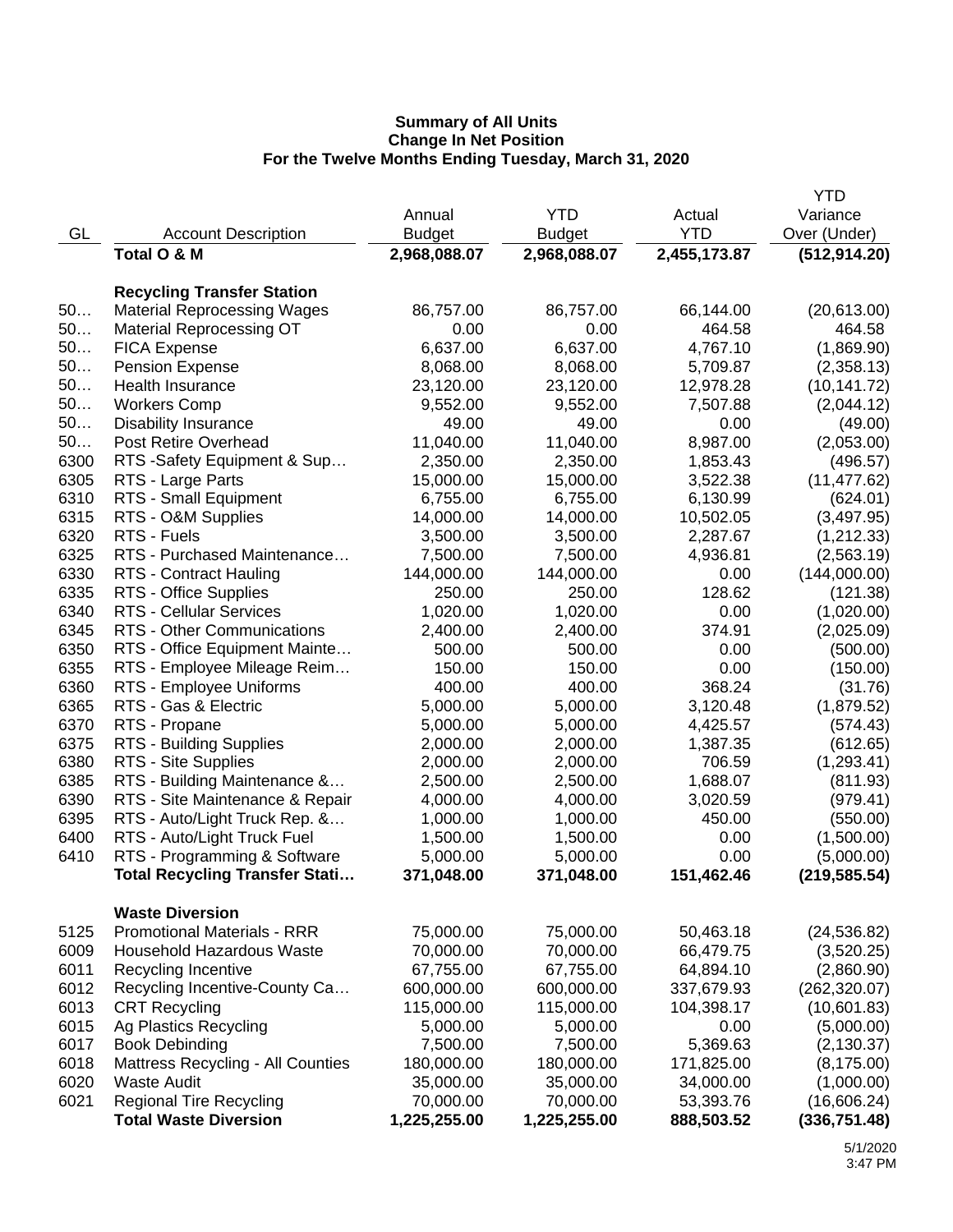**Summary of All Units**
**Change In Net Position**
**For the Twelve Months Ending Tuesday, March 31, 2020**

| GL | Account Description | Annual Budget | YTD Budget | Actual YTD | YTD Variance Over (Under) |
|---|---|---|---|---|---|
| | **Total O & M** | **2,968,088.07** | **2,968,088.07** | **2,455,173.87** | **(512,914.20)** |
| | | | | | |
| | **Recycling Transfer Station** | | | | |
| 50… | Material Reprocessing Wages | 86,757.00 | 86,757.00 | 66,144.00 | (20,613.00) |
| 50… | Material Reprocessing OT | 0.00 | 0.00 | 464.58 | 464.58 |
| 50… | FICA Expense | 6,637.00 | 6,637.00 | 4,767.10 | (1,869.90) |
| 50… | Pension Expense | 8,068.00 | 8,068.00 | 5,709.87 | (2,358.13) |
| 50… | Health Insurance | 23,120.00 | 23,120.00 | 12,978.28 | (10,141.72) |
| 50… | Workers Comp | 9,552.00 | 9,552.00 | 7,507.88 | (2,044.12) |
| 50… | Disability Insurance | 49.00 | 49.00 | 0.00 | (49.00) |
| 50… | Post Retire Overhead | 11,040.00 | 11,040.00 | 8,987.00 | (2,053.00) |
| 6300 | RTS -Safety Equipment & Sup… | 2,350.00 | 2,350.00 | 1,853.43 | (496.57) |
| 6305 | RTS - Large Parts | 15,000.00 | 15,000.00 | 3,522.38 | (11,477.62) |
| 6310 | RTS - Small Equipment | 6,755.00 | 6,755.00 | 6,130.99 | (624.01) |
| 6315 | RTS - O&M Supplies | 14,000.00 | 14,000.00 | 10,502.05 | (3,497.95) |
| 6320 | RTS - Fuels | 3,500.00 | 3,500.00 | 2,287.67 | (1,212.33) |
| 6325 | RTS - Purchased Maintenance… | 7,500.00 | 7,500.00 | 4,936.81 | (2,563.19) |
| 6330 | RTS - Contract Hauling | 144,000.00 | 144,000.00 | 0.00 | (144,000.00) |
| 6335 | RTS - Office Supplies | 250.00 | 250.00 | 128.62 | (121.38) |
| 6340 | RTS - Cellular Services | 1,020.00 | 1,020.00 | 0.00 | (1,020.00) |
| 6345 | RTS - Other Communications | 2,400.00 | 2,400.00 | 374.91 | (2,025.09) |
| 6350 | RTS - Office Equipment Mainte… | 500.00 | 500.00 | 0.00 | (500.00) |
| 6355 | RTS - Employee Mileage Reim… | 150.00 | 150.00 | 0.00 | (150.00) |
| 6360 | RTS - Employee Uniforms | 400.00 | 400.00 | 368.24 | (31.76) |
| 6365 | RTS - Gas & Electric | 5,000.00 | 5,000.00 | 3,120.48 | (1,879.52) |
| 6370 | RTS - Propane | 5,000.00 | 5,000.00 | 4,425.57 | (574.43) |
| 6375 | RTS - Building Supplies | 2,000.00 | 2,000.00 | 1,387.35 | (612.65) |
| 6380 | RTS - Site Supplies | 2,000.00 | 2,000.00 | 706.59 | (1,293.41) |
| 6385 | RTS - Building Maintenance &… | 2,500.00 | 2,500.00 | 1,688.07 | (811.93) |
| 6390 | RTS - Site Maintenance & Repair | 4,000.00 | 4,000.00 | 3,020.59 | (979.41) |
| 6395 | RTS - Auto/Light Truck Rep. &… | 1,000.00 | 1,000.00 | 450.00 | (550.00) |
| 6400 | RTS - Auto/Light Truck Fuel | 1,500.00 | 1,500.00 | 0.00 | (1,500.00) |
| 6410 | RTS - Programming & Software | 5,000.00 | 5,000.00 | 0.00 | (5,000.00) |
| | **Total Recycling Transfer Stati…** | **371,048.00** | **371,048.00** | **151,462.46** | **(219,585.54)** |
| | | | | | |
| | **Waste Diversion** | | | | |
| 5125 | Promotional Materials - RRR | 75,000.00 | 75,000.00 | 50,463.18 | (24,536.82) |
| 6009 | Household Hazardous Waste | 70,000.00 | 70,000.00 | 66,479.75 | (3,520.25) |
| 6011 | Recycling Incentive | 67,755.00 | 67,755.00 | 64,894.10 | (2,860.90) |
| 6012 | Recycling Incentive-County Ca… | 600,000.00 | 600,000.00 | 337,679.93 | (262,320.07) |
| 6013 | CRT Recycling | 115,000.00 | 115,000.00 | 104,398.17 | (10,601.83) |
| 6015 | Ag Plastics Recycling | 5,000.00 | 5,000.00 | 0.00 | (5,000.00) |
| 6017 | Book Debinding | 7,500.00 | 7,500.00 | 5,369.63 | (2,130.37) |
| 6018 | Mattress Recycling - All Counties | 180,000.00 | 180,000.00 | 171,825.00 | (8,175.00) |
| 6020 | Waste Audit | 35,000.00 | 35,000.00 | 34,000.00 | (1,000.00) |
| 6021 | Regional Tire Recycling | 70,000.00 | 70,000.00 | 53,393.76 | (16,606.24) |
| | **Total Waste Diversion** | **1,225,255.00** | **1,225,255.00** | **888,503.52** | **(336,751.48)** |

5/1/2020
3:47 PM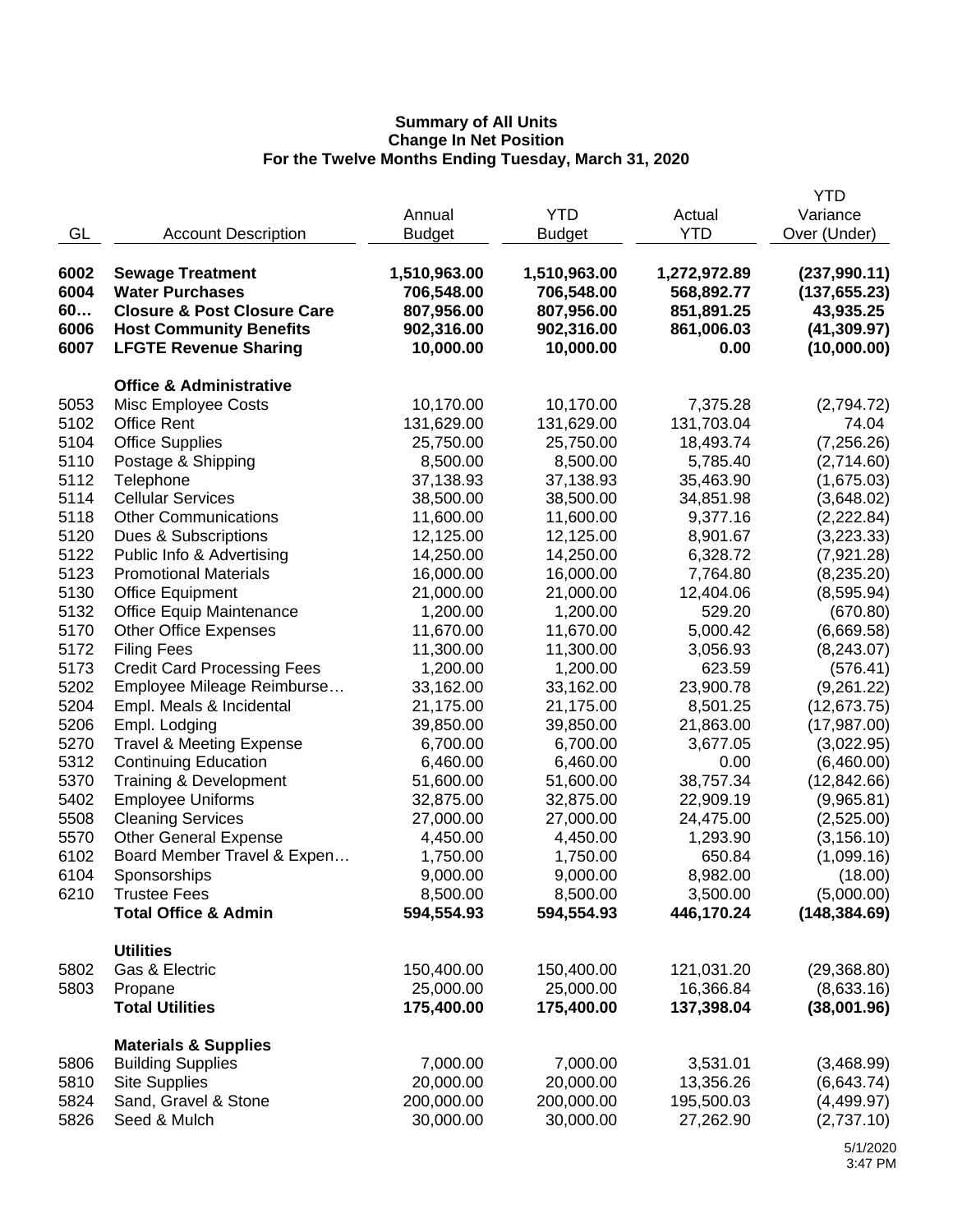**Summary of All Units**
**Change In Net Position**
**For the Twelve Months Ending Tuesday, March 31, 2020**

| GL | Account Description | Annual Budget | YTD Budget | Actual YTD | YTD Variance Over (Under) |
|---|---|---|---|---|---|
| **6002** | **Sewage Treatment** | **1,510,963.00** | **1,510,963.00** | **1,272,972.89** | **(237,990.11)** |
| **6004** | **Water Purchases** | **706,548.00** | **706,548.00** | **568,892.77** | **(137,655.23)** |
| **60…** | **Closure & Post Closure Care** | **807,956.00** | **807,956.00** | **851,891.25** | **43,935.25** |
| **6006** | **Host Community Benefits** | **902,316.00** | **902,316.00** | **861,006.03** | **(41,309.97)** |
| **6007** | **LFGTE Revenue Sharing** | **10,000.00** | **10,000.00** | **0.00** | **(10,000.00)** |
| | **Office & Administrative** | | | | |
| 5053 | Misc Employee Costs | 10,170.00 | 10,170.00 | 7,375.28 | (2,794.72) |
| 5102 | Office Rent | 131,629.00 | 131,629.00 | 131,703.04 | 74.04 |
| 5104 | Office Supplies | 25,750.00 | 25,750.00 | 18,493.74 | (7,256.26) |
| 5110 | Postage & Shipping | 8,500.00 | 8,500.00 | 5,785.40 | (2,714.60) |
| 5112 | Telephone | 37,138.93 | 37,138.93 | 35,463.90 | (1,675.03) |
| 5114 | Cellular Services | 38,500.00 | 38,500.00 | 34,851.98 | (3,648.02) |
| 5118 | Other Communications | 11,600.00 | 11,600.00 | 9,377.16 | (2,222.84) |
| 5120 | Dues & Subscriptions | 12,125.00 | 12,125.00 | 8,901.67 | (3,223.33) |
| 5122 | Public Info & Advertising | 14,250.00 | 14,250.00 | 6,328.72 | (7,921.28) |
| 5123 | Promotional Materials | 16,000.00 | 16,000.00 | 7,764.80 | (8,235.20) |
| 5130 | Office Equipment | 21,000.00 | 21,000.00 | 12,404.06 | (8,595.94) |
| 5132 | Office Equip Maintenance | 1,200.00 | 1,200.00 | 529.20 | (670.80) |
| 5170 | Other Office Expenses | 11,670.00 | 11,670.00 | 5,000.42 | (6,669.58) |
| 5172 | Filing Fees | 11,300.00 | 11,300.00 | 3,056.93 | (8,243.07) |
| 5173 | Credit Card Processing Fees | 1,200.00 | 1,200.00 | 623.59 | (576.41) |
| 5202 | Employee Mileage Reimburse… | 33,162.00 | 33,162.00 | 23,900.78 | (9,261.22) |
| 5204 | Empl. Meals & Incidental | 21,175.00 | 21,175.00 | 8,501.25 | (12,673.75) |
| 5206 | Empl. Lodging | 39,850.00 | 39,850.00 | 21,863.00 | (17,987.00) |
| 5270 | Travel & Meeting Expense | 6,700.00 | 6,700.00 | 3,677.05 | (3,022.95) |
| 5312 | Continuing Education | 6,460.00 | 6,460.00 | 0.00 | (6,460.00) |
| 5370 | Training & Development | 51,600.00 | 51,600.00 | 38,757.34 | (12,842.66) |
| 5402 | Employee Uniforms | 32,875.00 | 32,875.00 | 22,909.19 | (9,965.81) |
| 5508 | Cleaning Services | 27,000.00 | 27,000.00 | 24,475.00 | (2,525.00) |
| 5570 | Other General Expense | 4,450.00 | 4,450.00 | 1,293.90 | (3,156.10) |
| 6102 | Board Member Travel & Expen… | 1,750.00 | 1,750.00 | 650.84 | (1,099.16) |
| 6104 | Sponsorships | 9,000.00 | 9,000.00 | 8,982.00 | (18.00) |
| 6210 | Trustee Fees | 8,500.00 | 8,500.00 | 3,500.00 | (5,000.00) |
| | **Total Office & Admin** | **594,554.93** | **594,554.93** | **446,170.24** | **(148,384.69)** |
| | **Utilities** | | | | |
| 5802 | Gas & Electric | 150,400.00 | 150,400.00 | 121,031.20 | (29,368.80) |
| 5803 | Propane | 25,000.00 | 25,000.00 | 16,366.84 | (8,633.16) |
| | **Total Utilities** | **175,400.00** | **175,400.00** | **137,398.04** | **(38,001.96)** |
| | **Materials & Supplies** | | | | |
| 5806 | Building Supplies | 7,000.00 | 7,000.00 | 3,531.01 | (3,468.99) |
| 5810 | Site Supplies | 20,000.00 | 20,000.00 | 13,356.26 | (6,643.74) |
| 5824 | Sand, Gravel & Stone | 200,000.00 | 200,000.00 | 195,500.03 | (4,499.97) |
| 5826 | Seed & Mulch | 30,000.00 | 30,000.00 | 27,262.90 | (2,737.10) |

5/1/2020
3:47 PM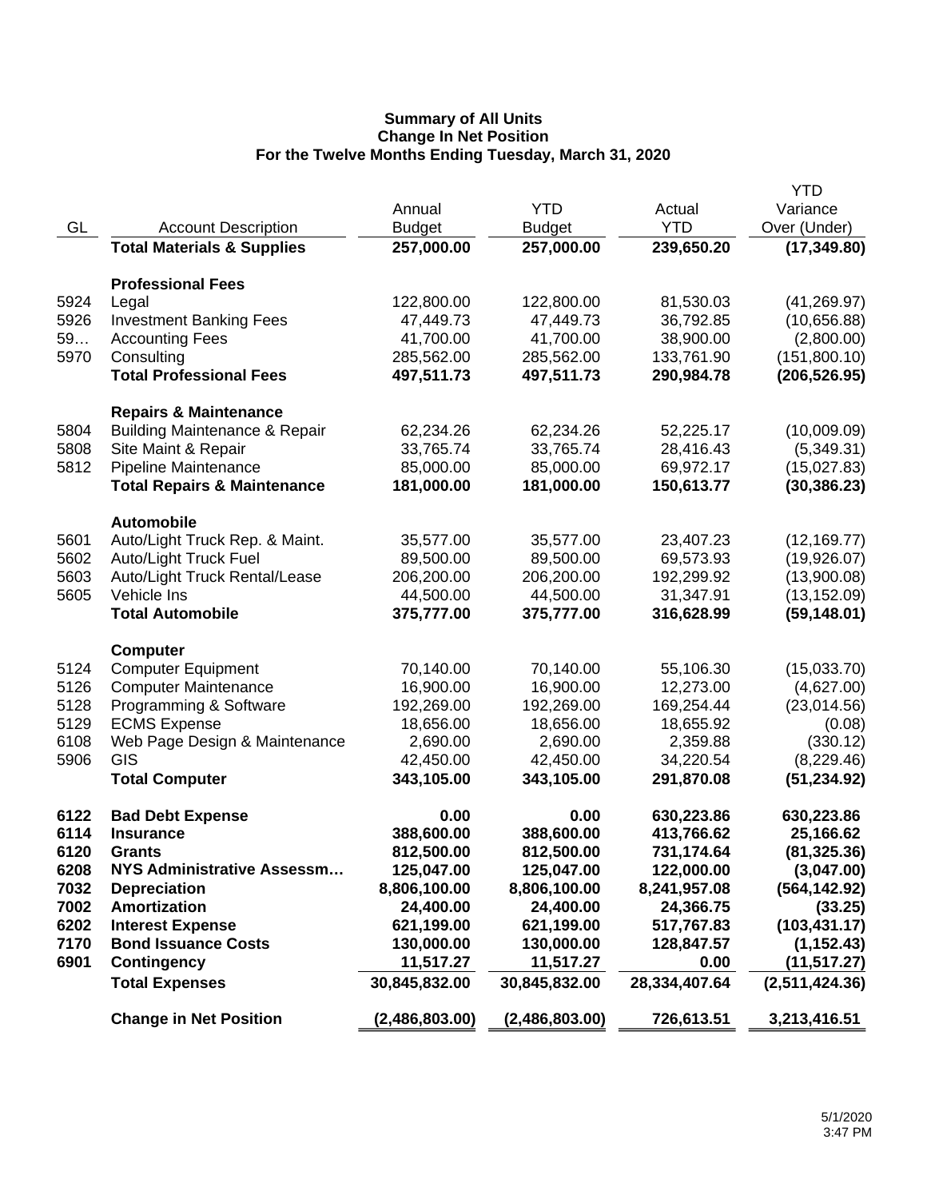**Summary of All Units**
**Change In Net Position**
**For the Twelve Months Ending Tuesday, March 31, 2020**

| GL | Account Description | Annual Budget | YTD Budget | Actual YTD | YTD Variance Over (Under) |
|---|---|---|---|---|---|
| | **Total Materials & Supplies** | **257,000.00** | **257,000.00** | **239,650.20** | **(17,349.80)** |
| | | | | | |
| | **Professional Fees** | | | | |
| 5924 | Legal | 122,800.00 | 122,800.00 | 81,530.03 | (41,269.97) |
| 5926 | Investment Banking Fees | 47,449.73 | 47,449.73 | 36,792.85 | (10,656.88) |
| 59… | Accounting Fees | 41,700.00 | 41,700.00 | 38,900.00 | (2,800.00) |
| 5970 | Consulting | 285,562.00 | 285,562.00 | 133,761.90 | (151,800.10) |
| | **Total Professional Fees** | **497,511.73** | **497,511.73** | **290,984.78** | **(206,526.95)** |
| | | | | | |
| | **Repairs & Maintenance** | | | | |
| 5804 | Building Maintenance & Repair | 62,234.26 | 62,234.26 | 52,225.17 | (10,009.09) |
| 5808 | Site Maint & Repair | 33,765.74 | 33,765.74 | 28,416.43 | (5,349.31) |
| 5812 | Pipeline Maintenance | 85,000.00 | 85,000.00 | 69,972.17 | (15,027.83) |
| | **Total Repairs & Maintenance** | **181,000.00** | **181,000.00** | **150,613.77** | **(30,386.23)** |
| | | | | | |
| | **Automobile** | | | | |
| 5601 | Auto/Light Truck Rep. & Maint. | 35,577.00 | 35,577.00 | 23,407.23 | (12,169.77) |
| 5602 | Auto/Light Truck Fuel | 89,500.00 | 89,500.00 | 69,573.93 | (19,926.07) |
| 5603 | Auto/Light Truck Rental/Lease | 206,200.00 | 206,200.00 | 192,299.92 | (13,900.08) |
| 5605 | Vehicle Ins | 44,500.00 | 44,500.00 | 31,347.91 | (13,152.09) |
| | **Total Automobile** | **375,777.00** | **375,777.00** | **316,628.99** | **(59,148.01)** |
| | | | | | |
| | **Computer** | | | | |
| 5124 | Computer Equipment | 70,140.00 | 70,140.00 | 55,106.30 | (15,033.70) |
| 5126 | Computer Maintenance | 16,900.00 | 16,900.00 | 12,273.00 | (4,627.00) |
| 5128 | Programming & Software | 192,269.00 | 192,269.00 | 169,254.44 | (23,014.56) |
| 5129 | ECMS Expense | 18,656.00 | 18,656.00 | 18,655.92 | (0.08) |
| 6108 | Web Page Design & Maintenance | 2,690.00 | 2,690.00 | 2,359.88 | (330.12) |
| 5906 | GIS | 42,450.00 | 42,450.00 | 34,220.54 | (8,229.46) |
| | **Total Computer** | **343,105.00** | **343,105.00** | **291,870.08** | **(51,234.92)** |
| | | | | | |
| **6122** | **Bad Debt Expense** | **0.00** | **0.00** | **630,223.86** | **630,223.86** |
| **6114** | **Insurance** | **388,600.00** | **388,600.00** | **413,766.62** | **25,166.62** |
| **6120** | **Grants** | **812,500.00** | **812,500.00** | **731,174.64** | **(81,325.36)** |
| **6208** | **NYS Administrative Assessm…** | **125,047.00** | **125,047.00** | **122,000.00** | **(3,047.00)** |
| **7032** | **Depreciation** | **8,806,100.00** | **8,806,100.00** | **8,241,957.08** | **(564,142.92)** |
| **7002** | **Amortization** | **24,400.00** | **24,400.00** | **24,366.75** | **(33.25)** |
| **6202** | **Interest Expense** | **621,199.00** | **621,199.00** | **517,767.83** | **(103,431.17)** |
| **7170** | **Bond Issuance Costs** | **130,000.00** | **130,000.00** | **128,847.57** | **(1,152.43)** |
| **6901** | **Contingency** | **11,517.27** | **11,517.27** | **0.00** | **(11,517.27)** |
| | **Total Expenses** | **30,845,832.00** | **30,845,832.00** | **28,334,407.64** | **(2,511,424.36)** |
| | | | | | |
| | **Change in Net Position** | **(2,486,803.00)** | **(2,486,803.00)** | **726,613.51** | **3,213,416.51** |

5/1/2020
3:47 PM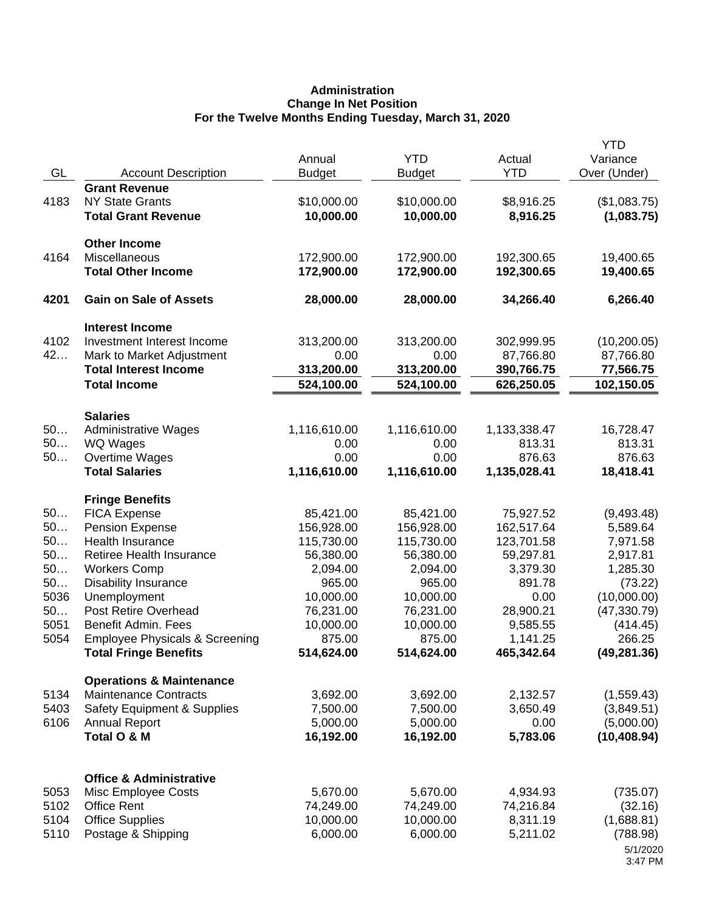**Administration**
**Change In Net Position**
**For the Twelve Months Ending Tuesday, March 31, 2020**

| GL | Account Description | Annual Budget | YTD Budget | Actual YTD | YTD Variance Over (Under) |
|---|---|---|---|---|---|
| | **Grant Revenue** | | | | |
| 4183 | NY State Grants | $10,000.00 | $10,000.00 | $8,916.25 | ($1,083.75) |
| | **Total Grant Revenue** | **10,000.00** | **10,000.00** | **8,916.25** | **(1,083.75)** |
| | **Other Income** | | | | |
| 4164 | Miscellaneous | 172,900.00 | 172,900.00 | 192,300.65 | 19,400.65 |
| | **Total Other Income** | **172,900.00** | **172,900.00** | **192,300.65** | **19,400.65** |
| **4201** | **Gain on Sale of Assets** | **28,000.00** | **28,000.00** | **34,266.40** | **6,266.40** |
| | **Interest Income** | | | | |
| 4102 | Investment Interest Income | 313,200.00 | 313,200.00 | 302,999.95 | (10,200.05) |
| 42… | Mark to Market Adjustment | 0.00 | 0.00 | 87,766.80 | 87,766.80 |
| | **Total Interest Income** | **313,200.00** | **313,200.00** | **390,766.75** | **77,566.75** |
| | **Total Income** | **524,100.00** | **524,100.00** | **626,250.05** | **102,150.05** |
| | **Salaries** | | | | |
| 50… | Administrative Wages | 1,116,610.00 | 1,116,610.00 | 1,133,338.47 | 16,728.47 |
| 50… | WQ Wages | 0.00 | 0.00 | 813.31 | 813.31 |
| 50… | Overtime Wages | 0.00 | 0.00 | 876.63 | 876.63 |
| | **Total Salaries** | **1,116,610.00** | **1,116,610.00** | **1,135,028.41** | **18,418.41** |
| | **Fringe Benefits** | | | | |
| 50… | FICA Expense | 85,421.00 | 85,421.00 | 75,927.52 | (9,493.48) |
| 50… | Pension Expense | 156,928.00 | 156,928.00 | 162,517.64 | 5,589.64 |
| 50… | Health Insurance | 115,730.00 | 115,730.00 | 123,701.58 | 7,971.58 |
| 50… | Retiree Health Insurance | 56,380.00 | 56,380.00 | 59,297.81 | 2,917.81 |
| 50… | Workers Comp | 2,094.00 | 2,094.00 | 3,379.30 | 1,285.30 |
| 50… | Disability Insurance | 965.00 | 965.00 | 891.78 | (73.22) |
| 5036 | Unemployment | 10,000.00 | 10,000.00 | 0.00 | (10,000.00) |
| 50… | Post Retire Overhead | 76,231.00 | 76,231.00 | 28,900.21 | (47,330.79) |
| 5051 | Benefit Admin. Fees | 10,000.00 | 10,000.00 | 9,585.55 | (414.45) |
| 5054 | Employee Physicals & Screening | 875.00 | 875.00 | 1,141.25 | 266.25 |
| | **Total Fringe Benefits** | **514,624.00** | **514,624.00** | **465,342.64** | **(49,281.36)** |
| | **Operations & Maintenance** | | | | |
| 5134 | Maintenance Contracts | 3,692.00 | 3,692.00 | 2,132.57 | (1,559.43) |
| 5403 | Safety Equipment & Supplies | 7,500.00 | 7,500.00 | 3,650.49 | (3,849.51) |
| 6106 | Annual Report | 5,000.00 | 5,000.00 | 0.00 | (5,000.00) |
| | **Total O & M** | **16,192.00** | **16,192.00** | **5,783.06** | **(10,408.94)** |
| | **Office & Administrative** | | | | |
| 5053 | Misc Employee Costs | 5,670.00 | 5,670.00 | 4,934.93 | (735.07) |
| 5102 | Office Rent | 74,249.00 | 74,249.00 | 74,216.84 | (32.16) |
| 5104 | Office Supplies | 10,000.00 | 10,000.00 | 8,311.19 | (1,688.81) |
| 5110 | Postage & Shipping | 6,000.00 | 6,000.00 | 5,211.02 | (788.98) |

5/1/2020
3:47 PM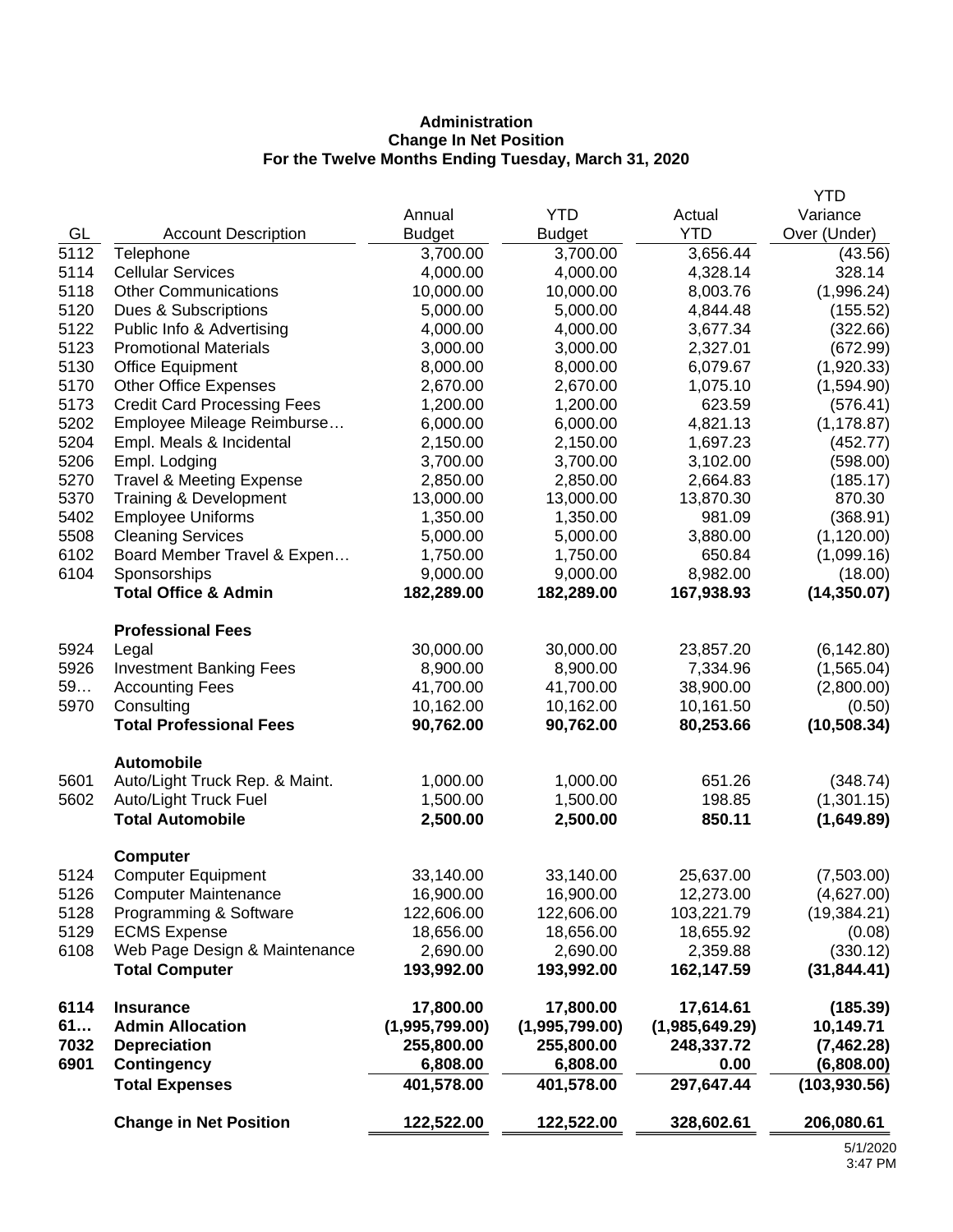**Administration**
**Change In Net Position**
**For the Twelve Months Ending Tuesday, March 31, 2020**

| GL | Account Description | Annual Budget | YTD Budget | Actual YTD | YTD Variance Over (Under) |
|---|---|---|---|---|---|
| 5112 | Telephone | 3,700.00 | 3,700.00 | 3,656.44 | (43.56) |
| 5114 | Cellular Services | 4,000.00 | 4,000.00 | 4,328.14 | 328.14 |
| 5118 | Other Communications | 10,000.00 | 10,000.00 | 8,003.76 | (1,996.24) |
| 5120 | Dues & Subscriptions | 5,000.00 | 5,000.00 | 4,844.48 | (155.52) |
| 5122 | Public Info & Advertising | 4,000.00 | 4,000.00 | 3,677.34 | (322.66) |
| 5123 | Promotional Materials | 3,000.00 | 3,000.00 | 2,327.01 | (672.99) |
| 5130 | Office Equipment | 8,000.00 | 8,000.00 | 6,079.67 | (1,920.33) |
| 5170 | Other Office Expenses | 2,670.00 | 2,670.00 | 1,075.10 | (1,594.90) |
| 5173 | Credit Card Processing Fees | 1,200.00 | 1,200.00 | 623.59 | (576.41) |
| 5202 | Employee Mileage Reimburse… | 6,000.00 | 6,000.00 | 4,821.13 | (1,178.87) |
| 5204 | Empl. Meals & Incidental | 2,150.00 | 2,150.00 | 1,697.23 | (452.77) |
| 5206 | Empl. Lodging | 3,700.00 | 3,700.00 | 3,102.00 | (598.00) |
| 5270 | Travel & Meeting Expense | 2,850.00 | 2,850.00 | 2,664.83 | (185.17) |
| 5370 | Training & Development | 13,000.00 | 13,000.00 | 13,870.30 | 870.30 |
| 5402 | Employee Uniforms | 1,350.00 | 1,350.00 | 981.09 | (368.91) |
| 5508 | Cleaning Services | 5,000.00 | 5,000.00 | 3,880.00 | (1,120.00) |
| 6102 | Board Member Travel & Expen… | 1,750.00 | 1,750.00 | 650.84 | (1,099.16) |
| 6104 | Sponsorships | 9,000.00 | 9,000.00 | 8,982.00 | (18.00) |
| | **Total Office & Admin** | **182,289.00** | **182,289.00** | **167,938.93** | **(14,350.07)** |
| | **Professional Fees** | | | | |
| 5924 | Legal | 30,000.00 | 30,000.00 | 23,857.20 | (6,142.80) |
| 5926 | Investment Banking Fees | 8,900.00 | 8,900.00 | 7,334.96 | (1,565.04) |
| 59… | Accounting Fees | 41,700.00 | 41,700.00 | 38,900.00 | (2,800.00) |
| 5970 | Consulting | 10,162.00 | 10,162.00 | 10,161.50 | (0.50) |
| | **Total Professional Fees** | **90,762.00** | **90,762.00** | **80,253.66** | **(10,508.34)** |
| | **Automobile** | | | | |
| 5601 | Auto/Light Truck Rep. & Maint. | 1,000.00 | 1,000.00 | 651.26 | (348.74) |
| 5602 | Auto/Light Truck Fuel | 1,500.00 | 1,500.00 | 198.85 | (1,301.15) |
| | **Total Automobile** | **2,500.00** | **2,500.00** | **850.11** | **(1,649.89)** |
| | **Computer** | | | | |
| 5124 | Computer Equipment | 33,140.00 | 33,140.00 | 25,637.00 | (7,503.00) |
| 5126 | Computer Maintenance | 16,900.00 | 16,900.00 | 12,273.00 | (4,627.00) |
| 5128 | Programming & Software | 122,606.00 | 122,606.00 | 103,221.79 | (19,384.21) |
| 5129 | ECMS Expense | 18,656.00 | 18,656.00 | 18,655.92 | (0.08) |
| 6108 | Web Page Design & Maintenance | 2,690.00 | 2,690.00 | 2,359.88 | (330.12) |
| | **Total Computer** | **193,992.00** | **193,992.00** | **162,147.59** | **(31,844.41)** |
| **6114** | **Insurance** | **17,800.00** | **17,800.00** | **17,614.61** | **(185.39)** |
| **61…** | **Admin Allocation** | **(1,995,799.00)** | **(1,995,799.00)** | **(1,985,649.29)** | **10,149.71** |
| **7032** | **Depreciation** | **255,800.00** | **255,800.00** | **248,337.72** | **(7,462.28)** |
| **6901** | **Contingency** | **6,808.00** | **6,808.00** | **0.00** | **(6,808.00)** |
| | **Total Expenses** | **401,578.00** | **401,578.00** | **297,647.44** | **(103,930.56)** |
| | **Change in Net Position** | **122,522.00** | **122,522.00** | **328,602.61** | **206,080.61** |

5/1/2020
3:47 PM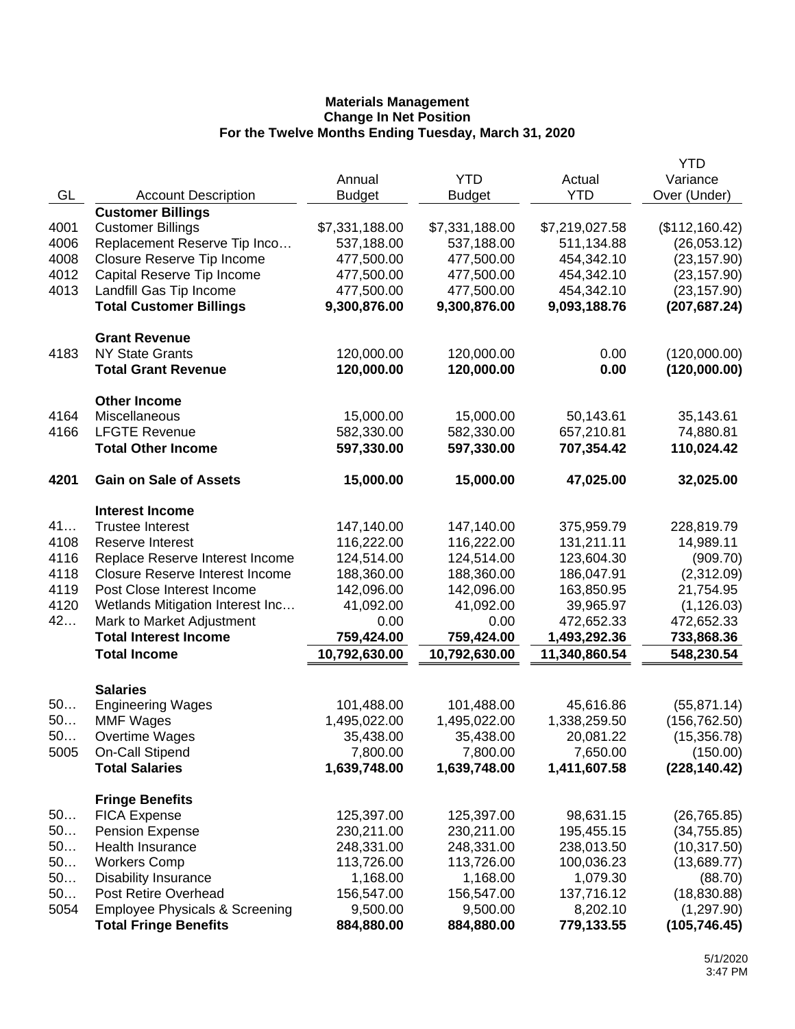**Materials Management**
**Change In Net Position**
**For the Twelve Months Ending Tuesday, March 31, 2020**

| GL | Account Description | Annual Budget | YTD Budget | Actual YTD | YTD Variance Over (Under) |
|---|---|---|---|---|---|
| | **Customer Billings** | | | | |
| 4001 | Customer Billings | $7,331,188.00 | $7,331,188.00 | $7,219,027.58 | ($112,160.42) |
| 4006 | Replacement Reserve Tip Inco… | 537,188.00 | 537,188.00 | 511,134.88 | (26,053.12) |
| 4008 | Closure Reserve Tip Income | 477,500.00 | 477,500.00 | 454,342.10 | (23,157.90) |
| 4012 | Capital Reserve Tip Income | 477,500.00 | 477,500.00 | 454,342.10 | (23,157.90) |
| 4013 | Landfill Gas Tip Income | 477,500.00 | 477,500.00 | 454,342.10 | (23,157.90) |
| | **Total Customer Billings** | **9,300,876.00** | **9,300,876.00** | **9,093,188.76** | **(207,687.24)** |
| | **Grant Revenue** | | | | |
| 4183 | NY State Grants | 120,000.00 | 120,000.00 | 0.00 | (120,000.00) |
| | **Total Grant Revenue** | **120,000.00** | **120,000.00** | **0.00** | **(120,000.00)** |
| | **Other Income** | | | | |
| 4164 | Miscellaneous | 15,000.00 | 15,000.00 | 50,143.61 | 35,143.61 |
| 4166 | LFGTE Revenue | 582,330.00 | 582,330.00 | 657,210.81 | 74,880.81 |
| | **Total Other Income** | **597,330.00** | **597,330.00** | **707,354.42** | **110,024.42** |
| **4201** | **Gain on Sale of Assets** | **15,000.00** | **15,000.00** | **47,025.00** | **32,025.00** |
| | **Interest Income** | | | | |
| 41… | Trustee Interest | 147,140.00 | 147,140.00 | 375,959.79 | 228,819.79 |
| 4108 | Reserve Interest | 116,222.00 | 116,222.00 | 131,211.11 | 14,989.11 |
| 4116 | Replace Reserve Interest Income | 124,514.00 | 124,514.00 | 123,604.30 | (909.70) |
| 4118 | Closure Reserve Interest Income | 188,360.00 | 188,360.00 | 186,047.91 | (2,312.09) |
| 4119 | Post Close Interest Income | 142,096.00 | 142,096.00 | 163,850.95 | 21,754.95 |
| 4120 | Wetlands Mitigation Interest Inc… | 41,092.00 | 41,092.00 | 39,965.97 | (1,126.03) |
| 42… | Mark to Market Adjustment | 0.00 | 0.00 | 472,652.33 | 472,652.33 |
| | **Total Interest Income** | **759,424.00** | **759,424.00** | **1,493,292.36** | **733,868.36** |
| | **Total Income** | **10,792,630.00** | **10,792,630.00** | **11,340,860.54** | **548,230.54** |
| | **Salaries** | | | | |
| 50… | Engineering Wages | 101,488.00 | 101,488.00 | 45,616.86 | (55,871.14) |
| 50… | MMF Wages | 1,495,022.00 | 1,495,022.00 | 1,338,259.50 | (156,762.50) |
| 50… | Overtime Wages | 35,438.00 | 35,438.00 | 20,081.22 | (15,356.78) |
| 5005 | On-Call Stipend | 7,800.00 | 7,800.00 | 7,650.00 | (150.00) |
| | **Total Salaries** | **1,639,748.00** | **1,639,748.00** | **1,411,607.58** | **(228,140.42)** |
| | **Fringe Benefits** | | | | |
| 50… | FICA Expense | 125,397.00 | 125,397.00 | 98,631.15 | (26,765.85) |
| 50… | Pension Expense | 230,211.00 | 230,211.00 | 195,455.15 | (34,755.85) |
| 50… | Health Insurance | 248,331.00 | 248,331.00 | 238,013.50 | (10,317.50) |
| 50… | Workers Comp | 113,726.00 | 113,726.00 | 100,036.23 | (13,689.77) |
| 50… | Disability Insurance | 1,168.00 | 1,168.00 | 1,079.30 | (88.70) |
| 50… | Post Retire Overhead | 156,547.00 | 156,547.00 | 137,716.12 | (18,830.88) |
| 5054 | Employee Physicals & Screening | 9,500.00 | 9,500.00 | 8,202.10 | (1,297.90) |
| | **Total Fringe Benefits** | **884,880.00** | **884,880.00** | **779,133.55** | **(105,746.45)** |

5/1/2020
3:47 PM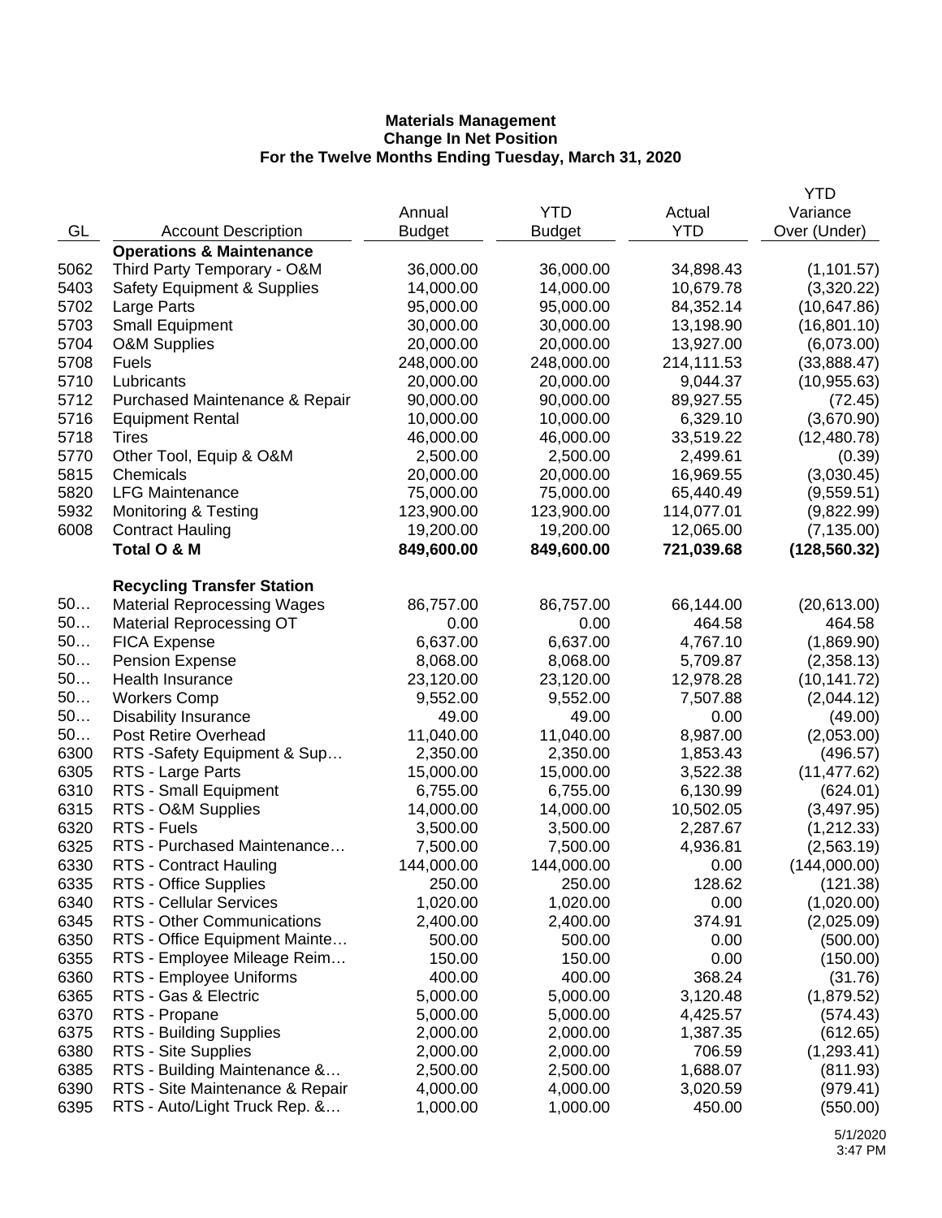**Materials Management**
**Change In Net Position**
**For the Twelve Months Ending Tuesday, March 31, 2020**

| GL | Account Description | Annual Budget | YTD Budget | Actual YTD | YTD Variance Over (Under) |
|---|---|---|---|---|---|
| | **Operations & Maintenance** | | | | |
| 5062 | Third Party Temporary - O&M | 36,000.00 | 36,000.00 | 34,898.43 | (1,101.57) |
| 5403 | Safety Equipment & Supplies | 14,000.00 | 14,000.00 | 10,679.78 | (3,320.22) |
| 5702 | Large Parts | 95,000.00 | 95,000.00 | 84,352.14 | (10,647.86) |
| 5703 | Small Equipment | 30,000.00 | 30,000.00 | 13,198.90 | (16,801.10) |
| 5704 | O&M Supplies | 20,000.00 | 20,000.00 | 13,927.00 | (6,073.00) |
| 5708 | Fuels | 248,000.00 | 248,000.00 | 214,111.53 | (33,888.47) |
| 5710 | Lubricants | 20,000.00 | 20,000.00 | 9,044.37 | (10,955.63) |
| 5712 | Purchased Maintenance & Repair | 90,000.00 | 90,000.00 | 89,927.55 | (72.45) |
| 5716 | Equipment Rental | 10,000.00 | 10,000.00 | 6,329.10 | (3,670.90) |
| 5718 | Tires | 46,000.00 | 46,000.00 | 33,519.22 | (12,480.78) |
| 5770 | Other Tool, Equip & O&M | 2,500.00 | 2,500.00 | 2,499.61 | (0.39) |
| 5815 | Chemicals | 20,000.00 | 20,000.00 | 16,969.55 | (3,030.45) |
| 5820 | LFG Maintenance | 75,000.00 | 75,000.00 | 65,440.49 | (9,559.51) |
| 5932 | Monitoring & Testing | 123,900.00 | 123,900.00 | 114,077.01 | (9,822.99) |
| 6008 | Contract Hauling | 19,200.00 | 19,200.00 | 12,065.00 | (7,135.00) |
| | **Total O & M** | **849,600.00** | **849,600.00** | **721,039.68** | **(128,560.32)** |
| | | | | | |
| | **Recycling Transfer Station** | | | | |
| 50… | Material Reprocessing Wages | 86,757.00 | 86,757.00 | 66,144.00 | (20,613.00) |
| 50… | Material Reprocessing OT | 0.00 | 0.00 | 464.58 | 464.58 |
| 50… | FICA Expense | 6,637.00 | 6,637.00 | 4,767.10 | (1,869.90) |
| 50… | Pension Expense | 8,068.00 | 8,068.00 | 5,709.87 | (2,358.13) |
| 50… | Health Insurance | 23,120.00 | 23,120.00 | 12,978.28 | (10,141.72) |
| 50… | Workers Comp | 9,552.00 | 9,552.00 | 7,507.88 | (2,044.12) |
| 50… | Disability Insurance | 49.00 | 49.00 | 0.00 | (49.00) |
| 50… | Post Retire Overhead | 11,040.00 | 11,040.00 | 8,987.00 | (2,053.00) |
| 6300 | RTS -Safety Equipment & Sup… | 2,350.00 | 2,350.00 | 1,853.43 | (496.57) |
| 6305 | RTS - Large Parts | 15,000.00 | 15,000.00 | 3,522.38 | (11,477.62) |
| 6310 | RTS - Small Equipment | 6,755.00 | 6,755.00 | 6,130.99 | (624.01) |
| 6315 | RTS - O&M Supplies | 14,000.00 | 14,000.00 | 10,502.05 | (3,497.95) |
| 6320 | RTS - Fuels | 3,500.00 | 3,500.00 | 2,287.67 | (1,212.33) |
| 6325 | RTS - Purchased Maintenance… | 7,500.00 | 7,500.00 | 4,936.81 | (2,563.19) |
| 6330 | RTS - Contract Hauling | 144,000.00 | 144,000.00 | 0.00 | (144,000.00) |
| 6335 | RTS - Office Supplies | 250.00 | 250.00 | 128.62 | (121.38) |
| 6340 | RTS - Cellular Services | 1,020.00 | 1,020.00 | 0.00 | (1,020.00) |
| 6345 | RTS - Other Communications | 2,400.00 | 2,400.00 | 374.91 | (2,025.09) |
| 6350 | RTS - Office Equipment Mainte… | 500.00 | 500.00 | 0.00 | (500.00) |
| 6355 | RTS - Employee Mileage Reim… | 150.00 | 150.00 | 0.00 | (150.00) |
| 6360 | RTS - Employee Uniforms | 400.00 | 400.00 | 368.24 | (31.76) |
| 6365 | RTS - Gas & Electric | 5,000.00 | 5,000.00 | 3,120.48 | (1,879.52) |
| 6370 | RTS - Propane | 5,000.00 | 5,000.00 | 4,425.57 | (574.43) |
| 6375 | RTS - Building Supplies | 2,000.00 | 2,000.00 | 1,387.35 | (612.65) |
| 6380 | RTS - Site Supplies | 2,000.00 | 2,000.00 | 706.59 | (1,293.41) |
| 6385 | RTS - Building Maintenance &… | 2,500.00 | 2,500.00 | 1,688.07 | (811.93) |
| 6390 | RTS - Site Maintenance & Repair | 4,000.00 | 4,000.00 | 3,020.59 | (979.41) |
| 6395 | RTS - Auto/Light Truck Rep. &… | 1,000.00 | 1,000.00 | 450.00 | (550.00) |

5/1/2020
3:47 PM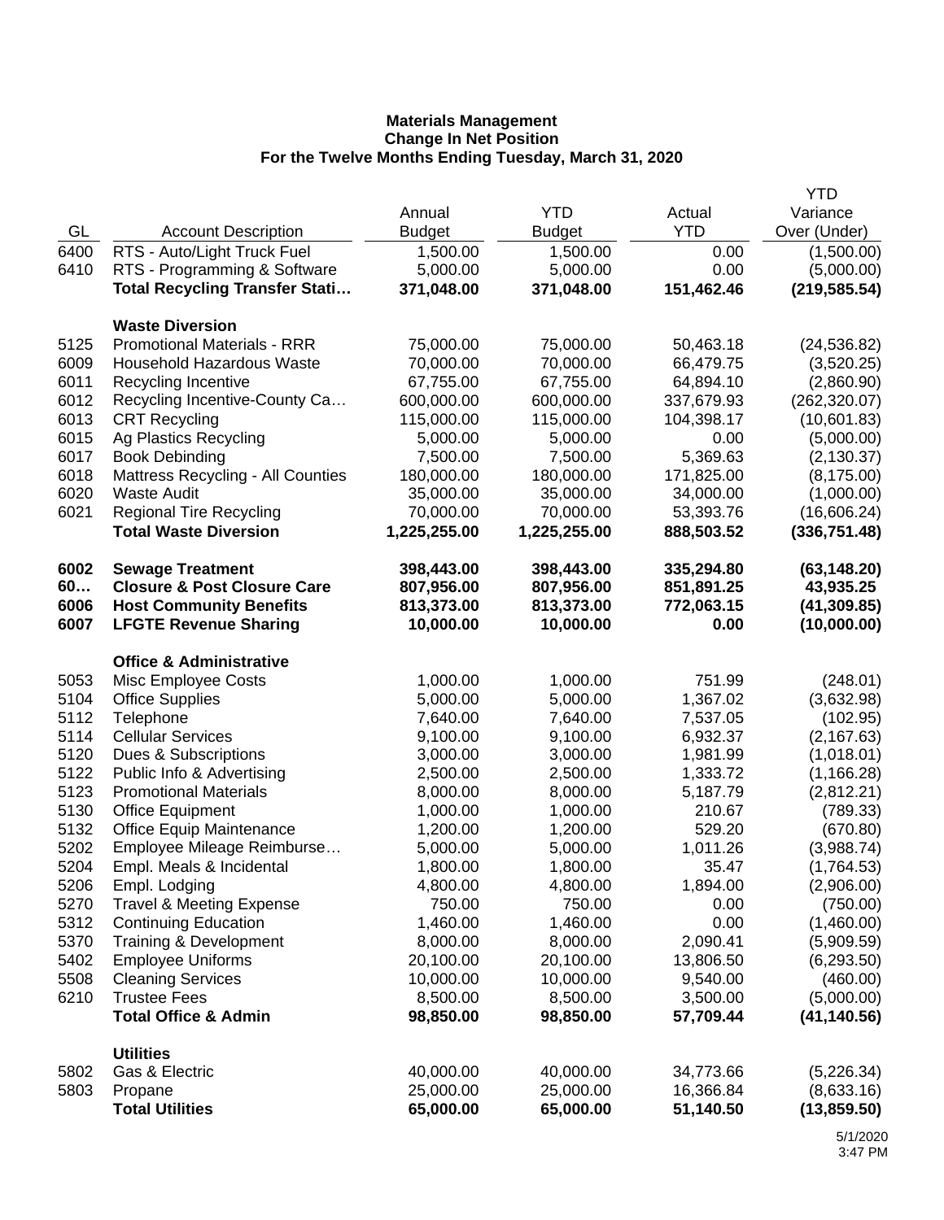**Materials Management**
**Change In Net Position**
**For the Twelve Months Ending Tuesday, March 31, 2020**

| GL | Account Description | Annual Budget | YTD Budget | Actual YTD | YTD Variance Over (Under) |
|---|---|---|---|---|---|
| 6400 | RTS - Auto/Light Truck Fuel | 1,500.00 | 1,500.00 | 0.00 | (1,500.00) |
| 6410 | RTS - Programming & Software | 5,000.00 | 5,000.00 | 0.00 | (5,000.00) |
| | **Total Recycling Transfer Stati…** | **371,048.00** | **371,048.00** | **151,462.46** | **(219,585.54)** |
| | | | | | |
| | **Waste Diversion** | | | | |
| 5125 | Promotional Materials - RRR | 75,000.00 | 75,000.00 | 50,463.18 | (24,536.82) |
| 6009 | Household Hazardous Waste | 70,000.00 | 70,000.00 | 66,479.75 | (3,520.25) |
| 6011 | Recycling Incentive | 67,755.00 | 67,755.00 | 64,894.10 | (2,860.90) |
| 6012 | Recycling Incentive-County Ca… | 600,000.00 | 600,000.00 | 337,679.93 | (262,320.07) |
| 6013 | CRT Recycling | 115,000.00 | 115,000.00 | 104,398.17 | (10,601.83) |
| 6015 | Ag Plastics Recycling | 5,000.00 | 5,000.00 | 0.00 | (5,000.00) |
| 6017 | Book Debinding | 7,500.00 | 7,500.00 | 5,369.63 | (2,130.37) |
| 6018 | Mattress Recycling - All Counties | 180,000.00 | 180,000.00 | 171,825.00 | (8,175.00) |
| 6020 | Waste Audit | 35,000.00 | 35,000.00 | 34,000.00 | (1,000.00) |
| 6021 | Regional Tire Recycling | 70,000.00 | 70,000.00 | 53,393.76 | (16,606.24) |
| | **Total Waste Diversion** | **1,225,255.00** | **1,225,255.00** | **888,503.52** | **(336,751.48)** |
| | | | | | |
| **6002** | **Sewage Treatment** | **398,443.00** | **398,443.00** | **335,294.80** | **(63,148.20)** |
| **60…** | **Closure & Post Closure Care** | **807,956.00** | **807,956.00** | **851,891.25** | **43,935.25** |
| **6006** | **Host Community Benefits** | **813,373.00** | **813,373.00** | **772,063.15** | **(41,309.85)** |
| **6007** | **LFGTE Revenue Sharing** | **10,000.00** | **10,000.00** | **0.00** | **(10,000.00)** |
| | | | | | |
| | **Office & Administrative** | | | | |
| 5053 | Misc Employee Costs | 1,000.00 | 1,000.00 | 751.99 | (248.01) |
| 5104 | Office Supplies | 5,000.00 | 5,000.00 | 1,367.02 | (3,632.98) |
| 5112 | Telephone | 7,640.00 | 7,640.00 | 7,537.05 | (102.95) |
| 5114 | Cellular Services | 9,100.00 | 9,100.00 | 6,932.37 | (2,167.63) |
| 5120 | Dues & Subscriptions | 3,000.00 | 3,000.00 | 1,981.99 | (1,018.01) |
| 5122 | Public Info & Advertising | 2,500.00 | 2,500.00 | 1,333.72 | (1,166.28) |
| 5123 | Promotional Materials | 8,000.00 | 8,000.00 | 5,187.79 | (2,812.21) |
| 5130 | Office Equipment | 1,000.00 | 1,000.00 | 210.67 | (789.33) |
| 5132 | Office Equip Maintenance | 1,200.00 | 1,200.00 | 529.20 | (670.80) |
| 5202 | Employee Mileage Reimburse… | 5,000.00 | 5,000.00 | 1,011.26 | (3,988.74) |
| 5204 | Empl. Meals & Incidental | 1,800.00 | 1,800.00 | 35.47 | (1,764.53) |
| 5206 | Empl. Lodging | 4,800.00 | 4,800.00 | 1,894.00 | (2,906.00) |
| 5270 | Travel & Meeting Expense | 750.00 | 750.00 | 0.00 | (750.00) |
| 5312 | Continuing Education | 1,460.00 | 1,460.00 | 0.00 | (1,460.00) |
| 5370 | Training & Development | 8,000.00 | 8,000.00 | 2,090.41 | (5,909.59) |
| 5402 | Employee Uniforms | 20,100.00 | 20,100.00 | 13,806.50 | (6,293.50) |
| 5508 | Cleaning Services | 10,000.00 | 10,000.00 | 9,540.00 | (460.00) |
| 6210 | Trustee Fees | 8,500.00 | 8,500.00 | 3,500.00 | (5,000.00) |
| | **Total Office & Admin** | **98,850.00** | **98,850.00** | **57,709.44** | **(41,140.56)** |
| | | | | | |
| | **Utilities** | | | | |
| 5802 | Gas & Electric | 40,000.00 | 40,000.00 | 34,773.66 | (5,226.34) |
| 5803 | Propane | 25,000.00 | 25,000.00 | 16,366.84 | (8,633.16) |
| | **Total Utilities** | **65,000.00** | **65,000.00** | **51,140.50** | **(13,859.50)** |

5/1/2020
3:47 PM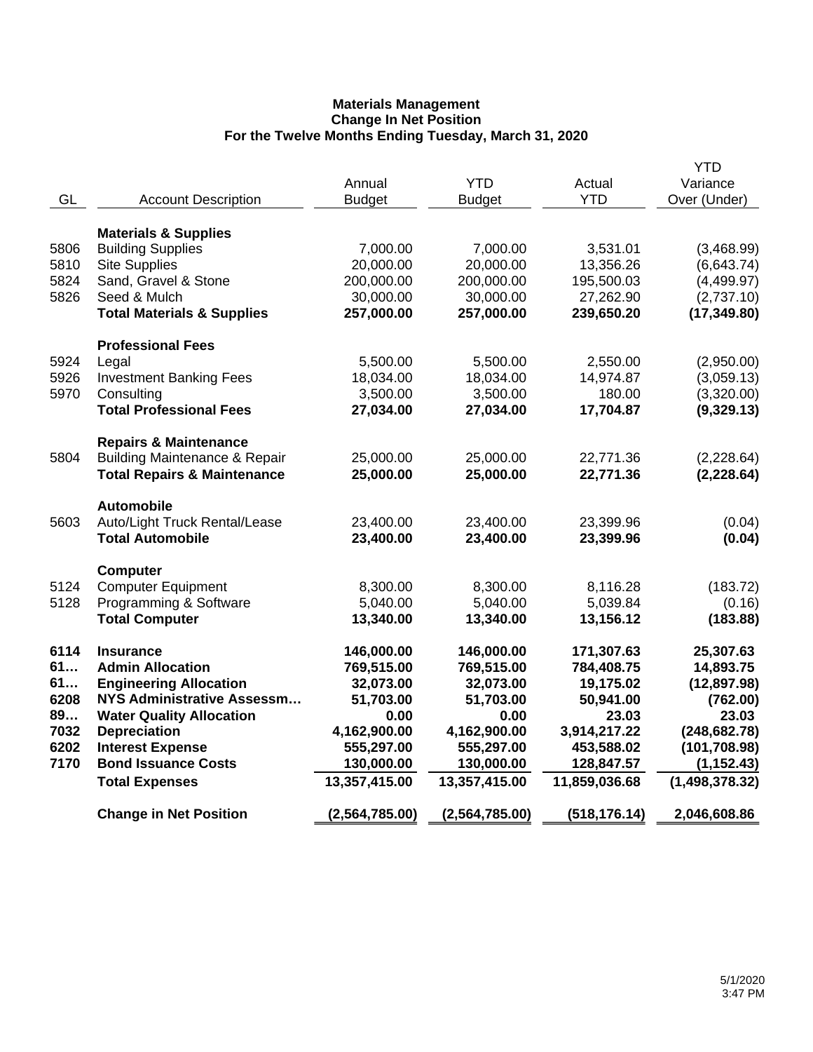**Materials Management**
**Change In Net Position**
**For the Twelve Months Ending Tuesday, March 31, 2020**

| GL | Account Description | Annual Budget | YTD Budget | Actual YTD | YTD Variance Over (Under) |
|---|---|---|---|---|---|
| | **Materials & Supplies** | | | | |
| 5806 | Building Supplies | 7,000.00 | 7,000.00 | 3,531.01 | (3,468.99) |
| 5810 | Site Supplies | 20,000.00 | 20,000.00 | 13,356.26 | (6,643.74) |
| 5824 | Sand, Gravel & Stone | 200,000.00 | 200,000.00 | 195,500.03 | (4,499.97) |
| 5826 | Seed & Mulch | 30,000.00 | 30,000.00 | 27,262.90 | (2,737.10) |
| | **Total Materials & Supplies** | **257,000.00** | **257,000.00** | **239,650.20** | **(17,349.80)** |
| | **Professional Fees** | | | | |
| 5924 | Legal | 5,500.00 | 5,500.00 | 2,550.00 | (2,950.00) |
| 5926 | Investment Banking Fees | 18,034.00 | 18,034.00 | 14,974.87 | (3,059.13) |
| 5970 | Consulting | 3,500.00 | 3,500.00 | 180.00 | (3,320.00) |
| | **Total Professional Fees** | **27,034.00** | **27,034.00** | **17,704.87** | **(9,329.13)** |
| | **Repairs & Maintenance** | | | | |
| 5804 | Building Maintenance & Repair | 25,000.00 | 25,000.00 | 22,771.36 | (2,228.64) |
| | **Total Repairs & Maintenance** | **25,000.00** | **25,000.00** | **22,771.36** | **(2,228.64)** |
| | **Automobile** | | | | |
| 5603 | Auto/Light Truck Rental/Lease | 23,400.00 | 23,400.00 | 23,399.96 | (0.04) |
| | **Total Automobile** | **23,400.00** | **23,400.00** | **23,399.96** | **(0.04)** |
| | **Computer** | | | | |
| 5124 | Computer Equipment | 8,300.00 | 8,300.00 | 8,116.28 | (183.72) |
| 5128 | Programming & Software | 5,040.00 | 5,040.00 | 5,039.84 | (0.16) |
| | **Total Computer** | **13,340.00** | **13,340.00** | **13,156.12** | **(183.88)** |
| **6114** | **Insurance** | **146,000.00** | **146,000.00** | **171,307.63** | **25,307.63** |
| **61…** | **Admin Allocation** | **769,515.00** | **769,515.00** | **784,408.75** | **14,893.75** |
| **61…** | **Engineering Allocation** | **32,073.00** | **32,073.00** | **19,175.02** | **(12,897.98)** |
| **6208** | **NYS Administrative Assessm…** | **51,703.00** | **51,703.00** | **50,941.00** | **(762.00)** |
| **89…** | **Water Quality Allocation** | **0.00** | **0.00** | **23.03** | **23.03** |
| **7032** | **Depreciation** | **4,162,900.00** | **4,162,900.00** | **3,914,217.22** | **(248,682.78)** |
| **6202** | **Interest Expense** | **555,297.00** | **555,297.00** | **453,588.02** | **(101,708.98)** |
| **7170** | **Bond Issuance Costs** | **130,000.00** | **130,000.00** | **128,847.57** | **(1,152.43)** |
| | **Total Expenses** | **13,357,415.00** | **13,357,415.00** | **11,859,036.68** | **(1,498,378.32)** |
| | **Change in Net Position** | **(2,564,785.00)** | **(2,564,785.00)** | **(518,176.14)** | **2,046,608.86** |

5/1/2020
3:47 PM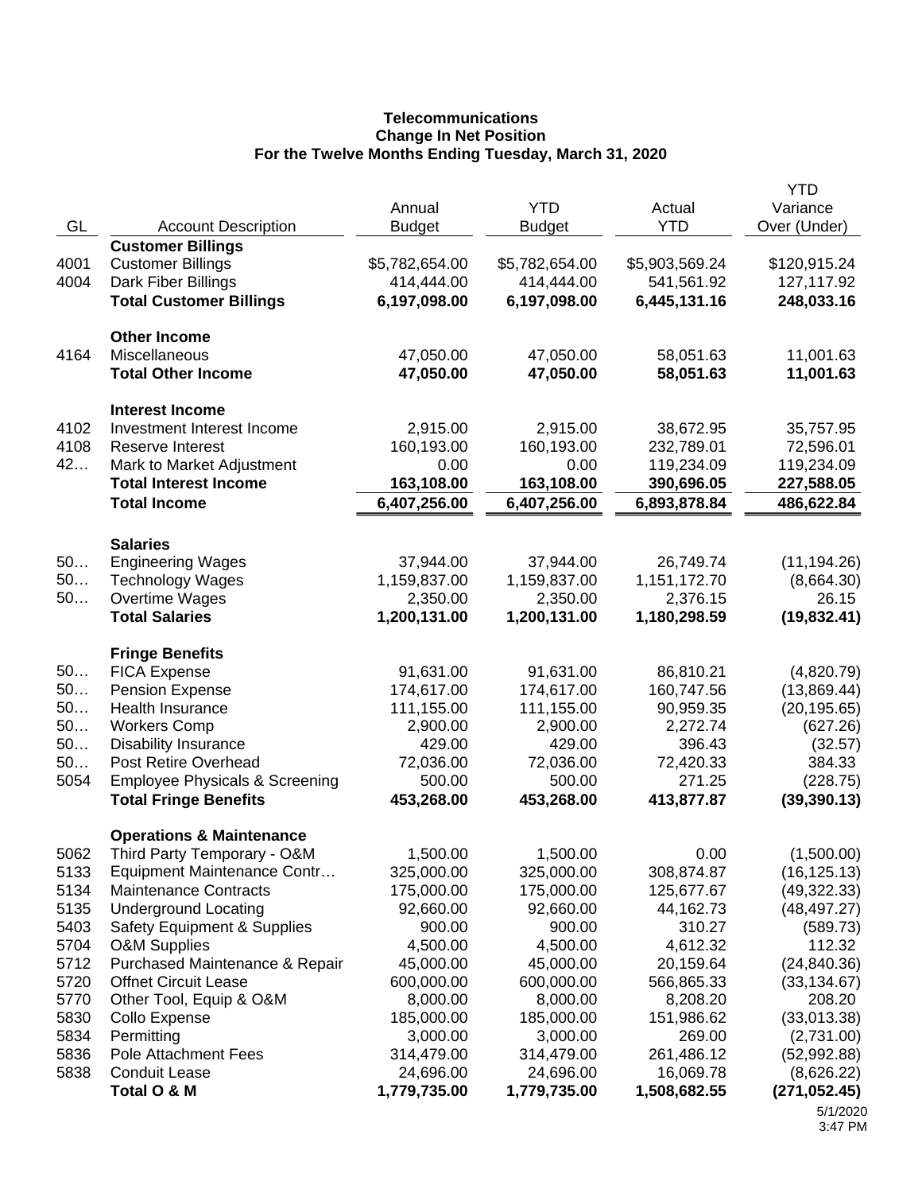**Telecommunications**
**Change In Net Position**
**For the Twelve Months Ending Tuesday, March 31, 2020**

| GL | Account Description | Annual Budget | YTD Budget | Actual YTD | YTD Variance Over (Under) |
|---|---|---|---|---|---|
| | **Customer Billings** | | | | |
| 4001 | Customer Billings | $5,782,654.00 | $5,782,654.00 | $5,903,569.24 | $120,915.24 |
| 4004 | Dark Fiber Billings | 414,444.00 | 414,444.00 | 541,561.92 | 127,117.92 |
| | **Total Customer Billings** | **6,197,098.00** | **6,197,098.00** | **6,445,131.16** | **248,033.16** |
| | **Other Income** | | | | |
| 4164 | Miscellaneous | 47,050.00 | 47,050.00 | 58,051.63 | 11,001.63 |
| | **Total Other Income** | **47,050.00** | **47,050.00** | **58,051.63** | **11,001.63** |
| | **Interest Income** | | | | |
| 4102 | Investment Interest Income | 2,915.00 | 2,915.00 | 38,672.95 | 35,757.95 |
| 4108 | Reserve Interest | 160,193.00 | 160,193.00 | 232,789.01 | 72,596.01 |
| 42… | Mark to Market Adjustment | 0.00 | 0.00 | 119,234.09 | 119,234.09 |
| | **Total Interest Income** | **163,108.00** | **163,108.00** | **390,696.05** | **227,588.05** |
| | **Total Income** | **6,407,256.00** | **6,407,256.00** | **6,893,878.84** | **486,622.84** |
| | **Salaries** | | | | |
| 50… | Engineering Wages | 37,944.00 | 37,944.00 | 26,749.74 | (11,194.26) |
| 50… | Technology Wages | 1,159,837.00 | 1,159,837.00 | 1,151,172.70 | (8,664.30) |
| 50… | Overtime Wages | 2,350.00 | 2,350.00 | 2,376.15 | 26.15 |
| | **Total Salaries** | **1,200,131.00** | **1,200,131.00** | **1,180,298.59** | **(19,832.41)** |
| | **Fringe Benefits** | | | | |
| 50… | FICA Expense | 91,631.00 | 91,631.00 | 86,810.21 | (4,820.79) |
| 50… | Pension Expense | 174,617.00 | 174,617.00 | 160,747.56 | (13,869.44) |
| 50… | Health Insurance | 111,155.00 | 111,155.00 | 90,959.35 | (20,195.65) |
| 50… | Workers Comp | 2,900.00 | 2,900.00 | 2,272.74 | (627.26) |
| 50… | Disability Insurance | 429.00 | 429.00 | 396.43 | (32.57) |
| 50… | Post Retire Overhead | 72,036.00 | 72,036.00 | 72,420.33 | 384.33 |
| 5054 | Employee Physicals & Screening | 500.00 | 500.00 | 271.25 | (228.75) |
| | **Total Fringe Benefits** | **453,268.00** | **453,268.00** | **413,877.87** | **(39,390.13)** |
| | **Operations & Maintenance** | | | | |
| 5062 | Third Party Temporary - O&M | 1,500.00 | 1,500.00 | 0.00 | (1,500.00) |
| 5133 | Equipment Maintenance Contr… | 325,000.00 | 325,000.00 | 308,874.87 | (16,125.13) |
| 5134 | Maintenance Contracts | 175,000.00 | 175,000.00 | 125,677.67 | (49,322.33) |
| 5135 | Underground Locating | 92,660.00 | 92,660.00 | 44,162.73 | (48,497.27) |
| 5403 | Safety Equipment & Supplies | 900.00 | 900.00 | 310.27 | (589.73) |
| 5704 | O&M Supplies | 4,500.00 | 4,500.00 | 4,612.32 | 112.32 |
| 5712 | Purchased Maintenance & Repair | 45,000.00 | 45,000.00 | 20,159.64 | (24,840.36) |
| 5720 | Offnet Circuit Lease | 600,000.00 | 600,000.00 | 566,865.33 | (33,134.67) |
| 5770 | Other Tool, Equip & O&M | 8,000.00 | 8,000.00 | 8,208.20 | 208.20 |
| 5830 | Collo Expense | 185,000.00 | 185,000.00 | 151,986.62 | (33,013.38) |
| 5834 | Permitting | 3,000.00 | 3,000.00 | 269.00 | (2,731.00) |
| 5836 | Pole Attachment Fees | 314,479.00 | 314,479.00 | 261,486.12 | (52,992.88) |
| 5838 | Conduit Lease | 24,696.00 | 24,696.00 | 16,069.78 | (8,626.22) |
| | **Total O & M** | **1,779,735.00** | **1,779,735.00** | **1,508,682.55** | **(271,052.45)** |

5/1/2020
3:47 PM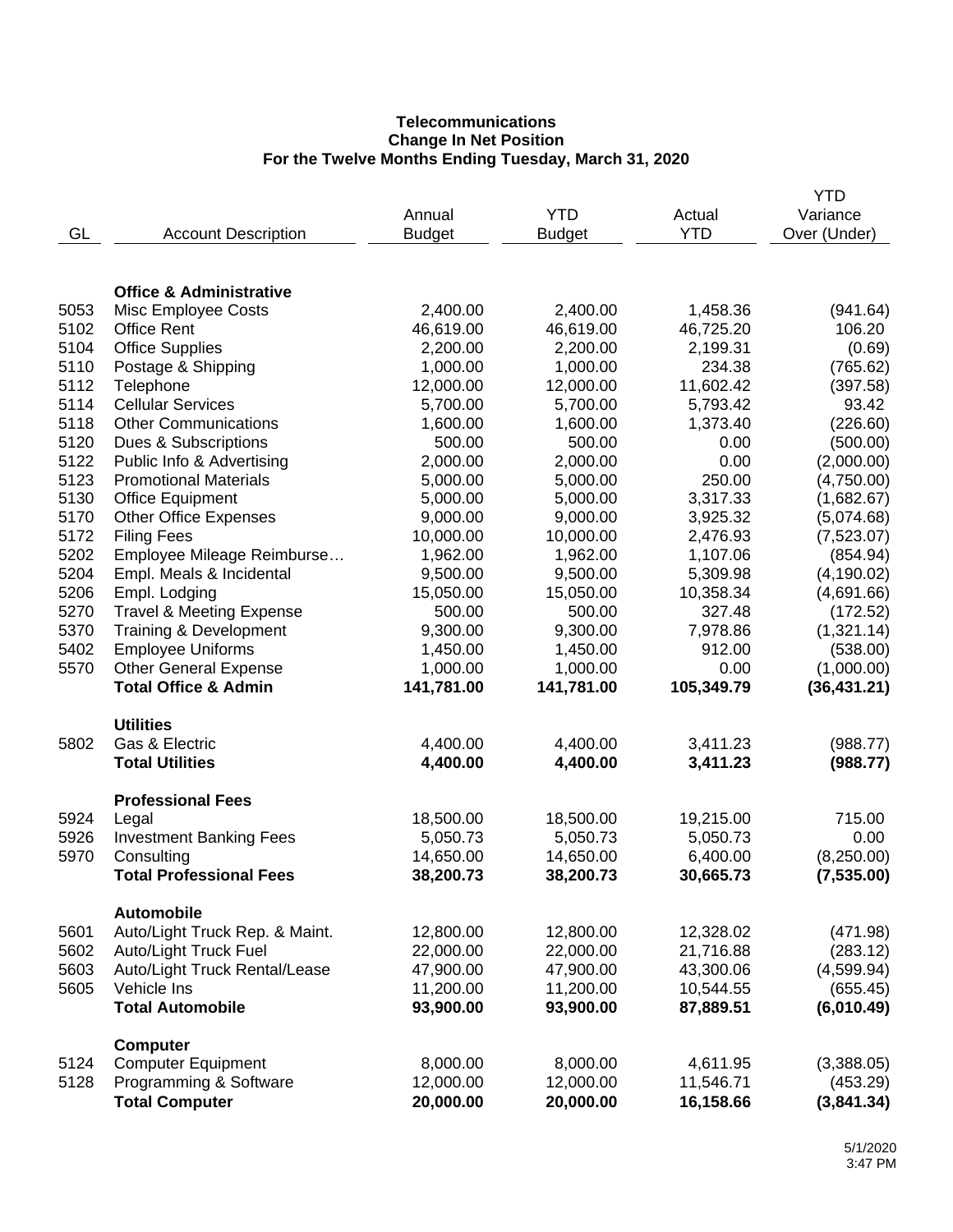**Telecommunications**
**Change In Net Position**
**For the Twelve Months Ending Tuesday, March 31, 2020**

| GL | Account Description | Annual Budget | YTD Budget | Actual YTD | YTD Variance Over (Under) |
|---|---|---|---|---|---|
| | **Office & Administrative** | | | | |
| 5053 | Misc Employee Costs | 2,400.00 | 2,400.00 | 1,458.36 | (941.64) |
| 5102 | Office Rent | 46,619.00 | 46,619.00 | 46,725.20 | 106.20 |
| 5104 | Office Supplies | 2,200.00 | 2,200.00 | 2,199.31 | (0.69) |
| 5110 | Postage & Shipping | 1,000.00 | 1,000.00 | 234.38 | (765.62) |
| 5112 | Telephone | 12,000.00 | 12,000.00 | 11,602.42 | (397.58) |
| 5114 | Cellular Services | 5,700.00 | 5,700.00 | 5,793.42 | 93.42 |
| 5118 | Other Communications | 1,600.00 | 1,600.00 | 1,373.40 | (226.60) |
| 5120 | Dues & Subscriptions | 500.00 | 500.00 | 0.00 | (500.00) |
| 5122 | Public Info & Advertising | 2,000.00 | 2,000.00 | 0.00 | (2,000.00) |
| 5123 | Promotional Materials | 5,000.00 | 5,000.00 | 250.00 | (4,750.00) |
| 5130 | Office Equipment | 5,000.00 | 5,000.00 | 3,317.33 | (1,682.67) |
| 5170 | Other Office Expenses | 9,000.00 | 9,000.00 | 3,925.32 | (5,074.68) |
| 5172 | Filing Fees | 10,000.00 | 10,000.00 | 2,476.93 | (7,523.07) |
| 5202 | Employee Mileage Reimburse… | 1,962.00 | 1,962.00 | 1,107.06 | (854.94) |
| 5204 | Empl. Meals & Incidental | 9,500.00 | 9,500.00 | 5,309.98 | (4,190.02) |
| 5206 | Empl. Lodging | 15,050.00 | 15,050.00 | 10,358.34 | (4,691.66) |
| 5270 | Travel & Meeting Expense | 500.00 | 500.00 | 327.48 | (172.52) |
| 5370 | Training & Development | 9,300.00 | 9,300.00 | 7,978.86 | (1,321.14) |
| 5402 | Employee Uniforms | 1,450.00 | 1,450.00 | 912.00 | (538.00) |
| 5570 | Other General Expense | 1,000.00 | 1,000.00 | 0.00 | (1,000.00) |
| | **Total Office & Admin** | **141,781.00** | **141,781.00** | **105,349.79** | **(36,431.21)** |
| | **Utilities** | | | | |
| 5802 | Gas & Electric | 4,400.00 | 4,400.00 | 3,411.23 | (988.77) |
| | **Total Utilities** | **4,400.00** | **4,400.00** | **3,411.23** | **(988.77)** |
| | **Professional Fees** | | | | |
| 5924 | Legal | 18,500.00 | 18,500.00 | 19,215.00 | 715.00 |
| 5926 | Investment Banking Fees | 5,050.73 | 5,050.73 | 5,050.73 | 0.00 |
| 5970 | Consulting | 14,650.00 | 14,650.00 | 6,400.00 | (8,250.00) |
| | **Total Professional Fees** | **38,200.73** | **38,200.73** | **30,665.73** | **(7,535.00)** |
| | **Automobile** | | | | |
| 5601 | Auto/Light Truck Rep. & Maint. | 12,800.00 | 12,800.00 | 12,328.02 | (471.98) |
| 5602 | Auto/Light Truck Fuel | 22,000.00 | 22,000.00 | 21,716.88 | (283.12) |
| 5603 | Auto/Light Truck Rental/Lease | 47,900.00 | 47,900.00 | 43,300.06 | (4,599.94) |
| 5605 | Vehicle Ins | 11,200.00 | 11,200.00 | 10,544.55 | (655.45) |
| | **Total Automobile** | **93,900.00** | **93,900.00** | **87,889.51** | **(6,010.49)** |
| | **Computer** | | | | |
| 5124 | Computer Equipment | 8,000.00 | 8,000.00 | 4,611.95 | (3,388.05) |
| 5128 | Programming & Software | 12,000.00 | 12,000.00 | 11,546.71 | (453.29) |
| | **Total Computer** | **20,000.00** | **20,000.00** | **16,158.66** | **(3,841.34)** |

5/1/2020
3:47 PM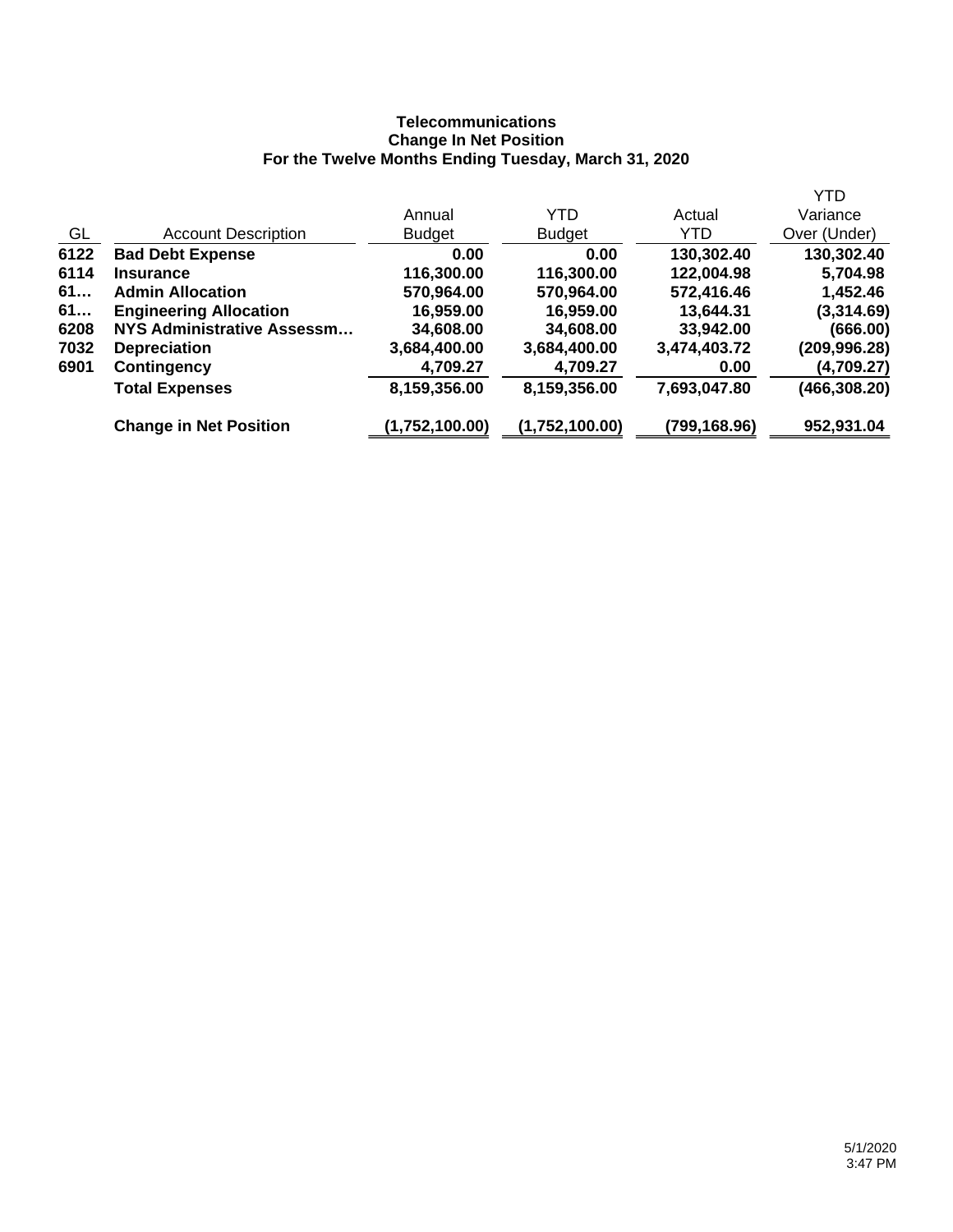**Telecommunications**
**Change In Net Position**
**For the Twelve Months Ending Tuesday, March 31, 2020**

| GL | Account Description | Annual Budget | YTD Budget | Actual YTD | YTD Variance Over (Under) |
|---|---|---|---|---|---|
| **6122** | **Bad Debt Expense** | **0.00** | **0.00** | **130,302.40** | **130,302.40** |
| **6114** | **Insurance** | **116,300.00** | **116,300.00** | **122,004.98** | **5,704.98** |
| **61…** | **Admin Allocation** | **570,964.00** | **570,964.00** | **572,416.46** | **1,452.46** |
| **61…** | **Engineering Allocation** | **16,959.00** | **16,959.00** | **13,644.31** | **(3,314.69)** |
| **6208** | **NYS Administrative Assessm…** | **34,608.00** | **34,608.00** | **33,942.00** | **(666.00)** |
| **7032** | **Depreciation** | **3,684,400.00** | **3,684,400.00** | **3,474,403.72** | **(209,996.28)** |
| **6901** | **Contingency** | **4,709.27** | **4,709.27** | **0.00** | **(4,709.27)** |
| | **Total Expenses** | **8,159,356.00** | **8,159,356.00** | **7,693,047.80** | **(466,308.20)** |
| | **Change in Net Position** | **(1,752,100.00)** | **(1,752,100.00)** | **(799,168.96)** | **952,931.04** |

5/1/2020
3:47 PM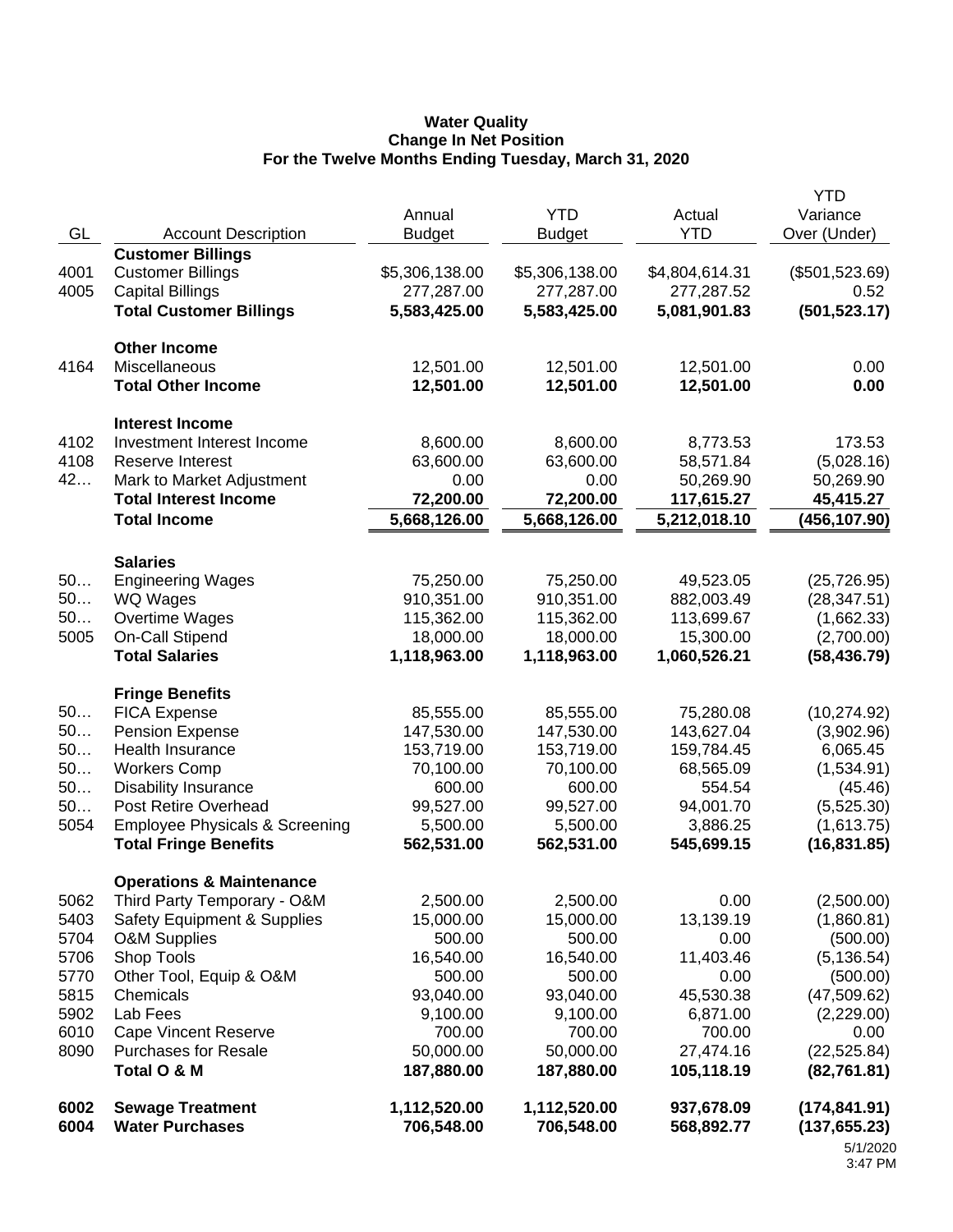**Water Quality**
**Change In Net Position**
**For the Twelve Months Ending Tuesday, March 31, 2020**

| GL | Account Description | Annual Budget | YTD Budget | Actual YTD | YTD Variance Over (Under) |
|---|---|---|---|---|---|
| | **Customer Billings** | | | | |
| 4001 | Customer Billings | $5,306,138.00 | $5,306,138.00 | $4,804,614.31 | ($501,523.69) |
| 4005 | Capital Billings | 277,287.00 | 277,287.00 | 277,287.52 | 0.52 |
| | **Total Customer Billings** | **5,583,425.00** | **5,583,425.00** | **5,081,901.83** | **(501,523.17)** |
| | **Other Income** | | | | |
| 4164 | Miscellaneous | 12,501.00 | 12,501.00 | 12,501.00 | 0.00 |
| | **Total Other Income** | **12,501.00** | **12,501.00** | **12,501.00** | **0.00** |
| | **Interest Income** | | | | |
| 4102 | Investment Interest Income | 8,600.00 | 8,600.00 | 8,773.53 | 173.53 |
| 4108 | Reserve Interest | 63,600.00 | 63,600.00 | 58,571.84 | (5,028.16) |
| 42… | Mark to Market Adjustment | 0.00 | 0.00 | 50,269.90 | 50,269.90 |
| | **Total Interest Income** | **72,200.00** | **72,200.00** | **117,615.27** | **45,415.27** |
| | **Total Income** | **5,668,126.00** | **5,668,126.00** | **5,212,018.10** | **(456,107.90)** |
| | **Salaries** | | | | |
| 50… | Engineering Wages | 75,250.00 | 75,250.00 | 49,523.05 | (25,726.95) |
| 50… | WQ Wages | 910,351.00 | 910,351.00 | 882,003.49 | (28,347.51) |
| 50… | Overtime Wages | 115,362.00 | 115,362.00 | 113,699.67 | (1,662.33) |
| 5005 | On-Call Stipend | 18,000.00 | 18,000.00 | 15,300.00 | (2,700.00) |
| | **Total Salaries** | **1,118,963.00** | **1,118,963.00** | **1,060,526.21** | **(58,436.79)** |
| | **Fringe Benefits** | | | | |
| 50… | FICA Expense | 85,555.00 | 85,555.00 | 75,280.08 | (10,274.92) |
| 50… | Pension Expense | 147,530.00 | 147,530.00 | 143,627.04 | (3,902.96) |
| 50… | Health Insurance | 153,719.00 | 153,719.00 | 159,784.45 | 6,065.45 |
| 50… | Workers Comp | 70,100.00 | 70,100.00 | 68,565.09 | (1,534.91) |
| 50… | Disability Insurance | 600.00 | 600.00 | 554.54 | (45.46) |
| 50… | Post Retire Overhead | 99,527.00 | 99,527.00 | 94,001.70 | (5,525.30) |
| 5054 | Employee Physicals & Screening | 5,500.00 | 5,500.00 | 3,886.25 | (1,613.75) |
| | **Total Fringe Benefits** | **562,531.00** | **562,531.00** | **545,699.15** | **(16,831.85)** |
| | **Operations & Maintenance** | | | | |
| 5062 | Third Party Temporary - O&M | 2,500.00 | 2,500.00 | 0.00 | (2,500.00) |
| 5403 | Safety Equipment & Supplies | 15,000.00 | 15,000.00 | 13,139.19 | (1,860.81) |
| 5704 | O&M Supplies | 500.00 | 500.00 | 0.00 | (500.00) |
| 5706 | Shop Tools | 16,540.00 | 16,540.00 | 11,403.46 | (5,136.54) |
| 5770 | Other Tool, Equip & O&M | 500.00 | 500.00 | 0.00 | (500.00) |
| 5815 | Chemicals | 93,040.00 | 93,040.00 | 45,530.38 | (47,509.62) |
| 5902 | Lab Fees | 9,100.00 | 9,100.00 | 6,871.00 | (2,229.00) |
| 6010 | Cape Vincent Reserve | 700.00 | 700.00 | 700.00 | 0.00 |
| 8090 | Purchases for Resale | 50,000.00 | 50,000.00 | 27,474.16 | (22,525.84) |
| | **Total O & M** | **187,880.00** | **187,880.00** | **105,118.19** | **(82,761.81)** |
| **6002** | **Sewage Treatment** | **1,112,520.00** | **1,112,520.00** | **937,678.09** | **(174,841.91)** |
| **6004** | **Water Purchases** | **706,548.00** | **706,548.00** | **568,892.77** | **(137,655.23)** |

5/1/2020
3:47 PM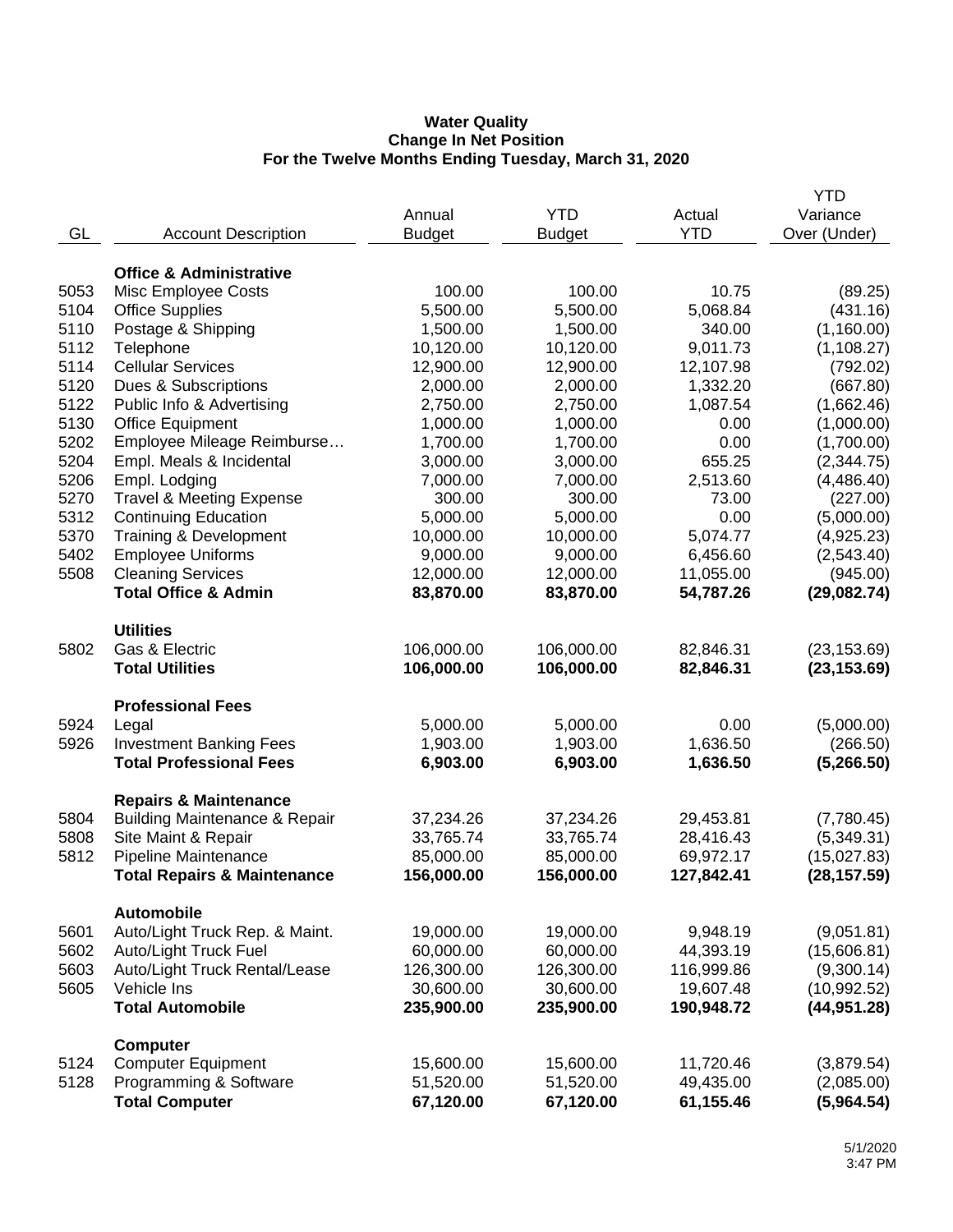**Water Quality**
**Change In Net Position**
**For the Twelve Months Ending Tuesday, March 31, 2020**

| GL | Account Description | Annual Budget | YTD Budget | Actual YTD | YTD Variance Over (Under) |
|---|---|---|---|---|---|
| | **Office & Administrative** | | | | |
| 5053 | Misc Employee Costs | 100.00 | 100.00 | 10.75 | (89.25) |
| 5104 | Office Supplies | 5,500.00 | 5,500.00 | 5,068.84 | (431.16) |
| 5110 | Postage & Shipping | 1,500.00 | 1,500.00 | 340.00 | (1,160.00) |
| 5112 | Telephone | 10,120.00 | 10,120.00 | 9,011.73 | (1,108.27) |
| 5114 | Cellular Services | 12,900.00 | 12,900.00 | 12,107.98 | (792.02) |
| 5120 | Dues & Subscriptions | 2,000.00 | 2,000.00 | 1,332.20 | (667.80) |
| 5122 | Public Info & Advertising | 2,750.00 | 2,750.00 | 1,087.54 | (1,662.46) |
| 5130 | Office Equipment | 1,000.00 | 1,000.00 | 0.00 | (1,000.00) |
| 5202 | Employee Mileage Reimburse… | 1,700.00 | 1,700.00 | 0.00 | (1,700.00) |
| 5204 | Empl. Meals & Incidental | 3,000.00 | 3,000.00 | 655.25 | (2,344.75) |
| 5206 | Empl. Lodging | 7,000.00 | 7,000.00 | 2,513.60 | (4,486.40) |
| 5270 | Travel & Meeting Expense | 300.00 | 300.00 | 73.00 | (227.00) |
| 5312 | Continuing Education | 5,000.00 | 5,000.00 | 0.00 | (5,000.00) |
| 5370 | Training & Development | 10,000.00 | 10,000.00 | 5,074.77 | (4,925.23) |
| 5402 | Employee Uniforms | 9,000.00 | 9,000.00 | 6,456.60 | (2,543.40) |
| 5508 | Cleaning Services | 12,000.00 | 12,000.00 | 11,055.00 | (945.00) |
| | **Total Office & Admin** | **83,870.00** | **83,870.00** | **54,787.26** | **(29,082.74)** |
| | **Utilities** | | | | |
| 5802 | Gas & Electric | 106,000.00 | 106,000.00 | 82,846.31 | (23,153.69) |
| | **Total Utilities** | **106,000.00** | **106,000.00** | **82,846.31** | **(23,153.69)** |
| | **Professional Fees** | | | | |
| 5924 | Legal | 5,000.00 | 5,000.00 | 0.00 | (5,000.00) |
| 5926 | Investment Banking Fees | 1,903.00 | 1,903.00 | 1,636.50 | (266.50) |
| | **Total Professional Fees** | **6,903.00** | **6,903.00** | **1,636.50** | **(5,266.50)** |
| | **Repairs & Maintenance** | | | | |
| 5804 | Building Maintenance & Repair | 37,234.26 | 37,234.26 | 29,453.81 | (7,780.45) |
| 5808 | Site Maint & Repair | 33,765.74 | 33,765.74 | 28,416.43 | (5,349.31) |
| 5812 | Pipeline Maintenance | 85,000.00 | 85,000.00 | 69,972.17 | (15,027.83) |
| | **Total Repairs & Maintenance** | **156,000.00** | **156,000.00** | **127,842.41** | **(28,157.59)** |
| | **Automobile** | | | | |
| 5601 | Auto/Light Truck Rep. & Maint. | 19,000.00 | 19,000.00 | 9,948.19 | (9,051.81) |
| 5602 | Auto/Light Truck Fuel | 60,000.00 | 60,000.00 | 44,393.19 | (15,606.81) |
| 5603 | Auto/Light Truck Rental/Lease | 126,300.00 | 126,300.00 | 116,999.86 | (9,300.14) |
| 5605 | Vehicle Ins | 30,600.00 | 30,600.00 | 19,607.48 | (10,992.52) |
| | **Total Automobile** | **235,900.00** | **235,900.00** | **190,948.72** | **(44,951.28)** |
| | **Computer** | | | | |
| 5124 | Computer Equipment | 15,600.00 | 15,600.00 | 11,720.46 | (3,879.54) |
| 5128 | Programming & Software | 51,520.00 | 51,520.00 | 49,435.00 | (2,085.00) |
| | **Total Computer** | **67,120.00** | **67,120.00** | **61,155.46** | **(5,964.54)** |

5/1/2020
3:47 PM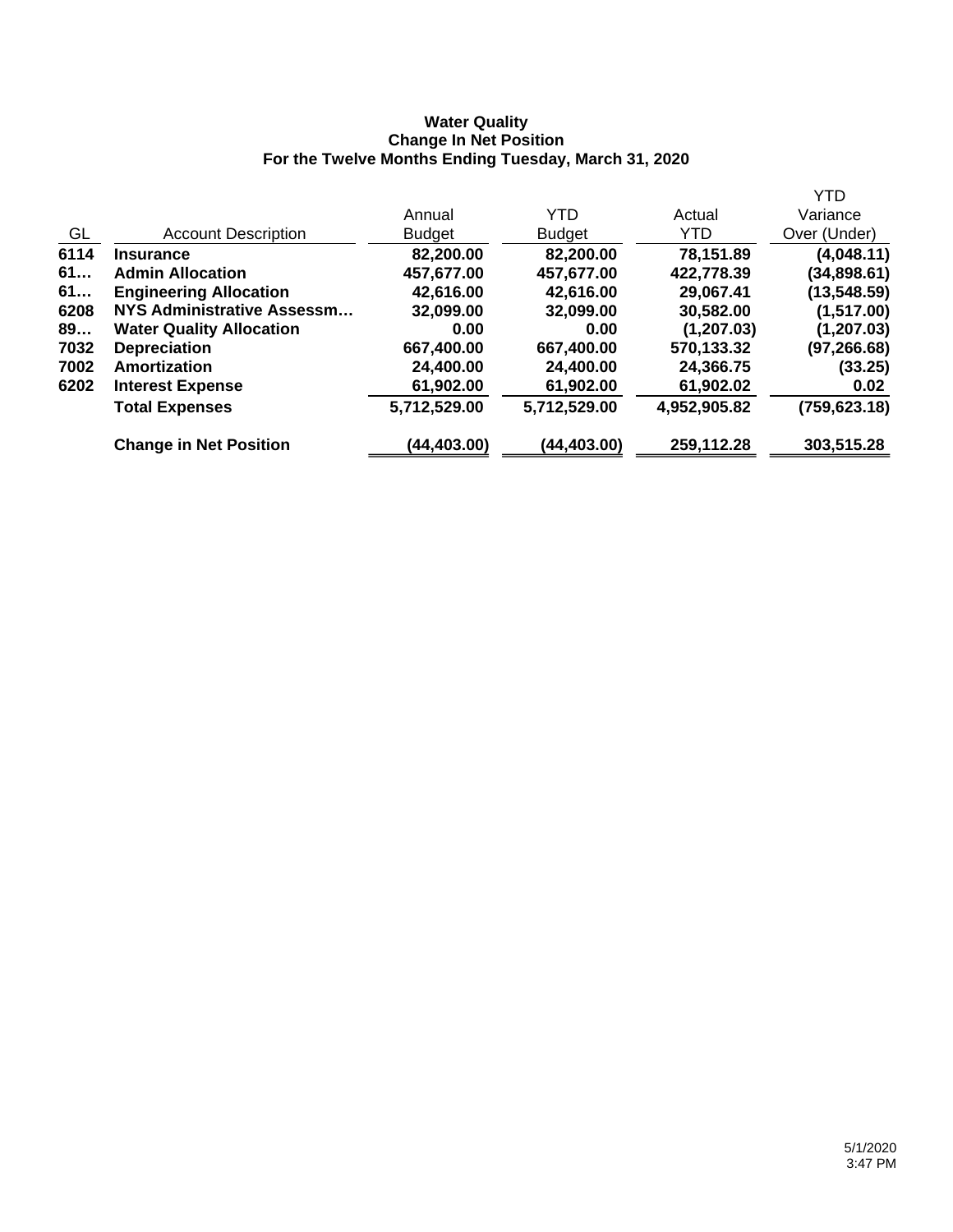**Water Quality**
**Change In Net Position**
**For the Twelve Months Ending Tuesday, March 31, 2020**

| GL | Account Description | Annual Budget | YTD Budget | Actual YTD | YTD Variance Over (Under) |
|---|---|---|---|---|---|
| **6114** | **Insurance** | **82,200.00** | **82,200.00** | **78,151.89** | **(4,048.11)** |
| **61…** | **Admin Allocation** | **457,677.00** | **457,677.00** | **422,778.39** | **(34,898.61)** |
| **61…** | **Engineering Allocation** | **42,616.00** | **42,616.00** | **29,067.41** | **(13,548.59)** |
| **6208** | **NYS Administrative Assessm…** | **32,099.00** | **32,099.00** | **30,582.00** | **(1,517.00)** |
| **89…** | **Water Quality Allocation** | **0.00** | **0.00** | **(1,207.03)** | **(1,207.03)** |
| **7032** | **Depreciation** | **667,400.00** | **667,400.00** | **570,133.32** | **(97,266.68)** |
| **7002** | **Amortization** | **24,400.00** | **24,400.00** | **24,366.75** | **(33.25)** |
| **6202** | **Interest Expense** | **61,902.00** | **61,902.00** | **61,902.02** | **0.02** |
| | **Total Expenses** | **5,712,529.00** | **5,712,529.00** | **4,952,905.82** | **(759,623.18)** |
| | **Change in Net Position** | **(44,403.00)** | **(44,403.00)** | **259,112.28** | **303,515.28** |

5/1/2020
3:47 PM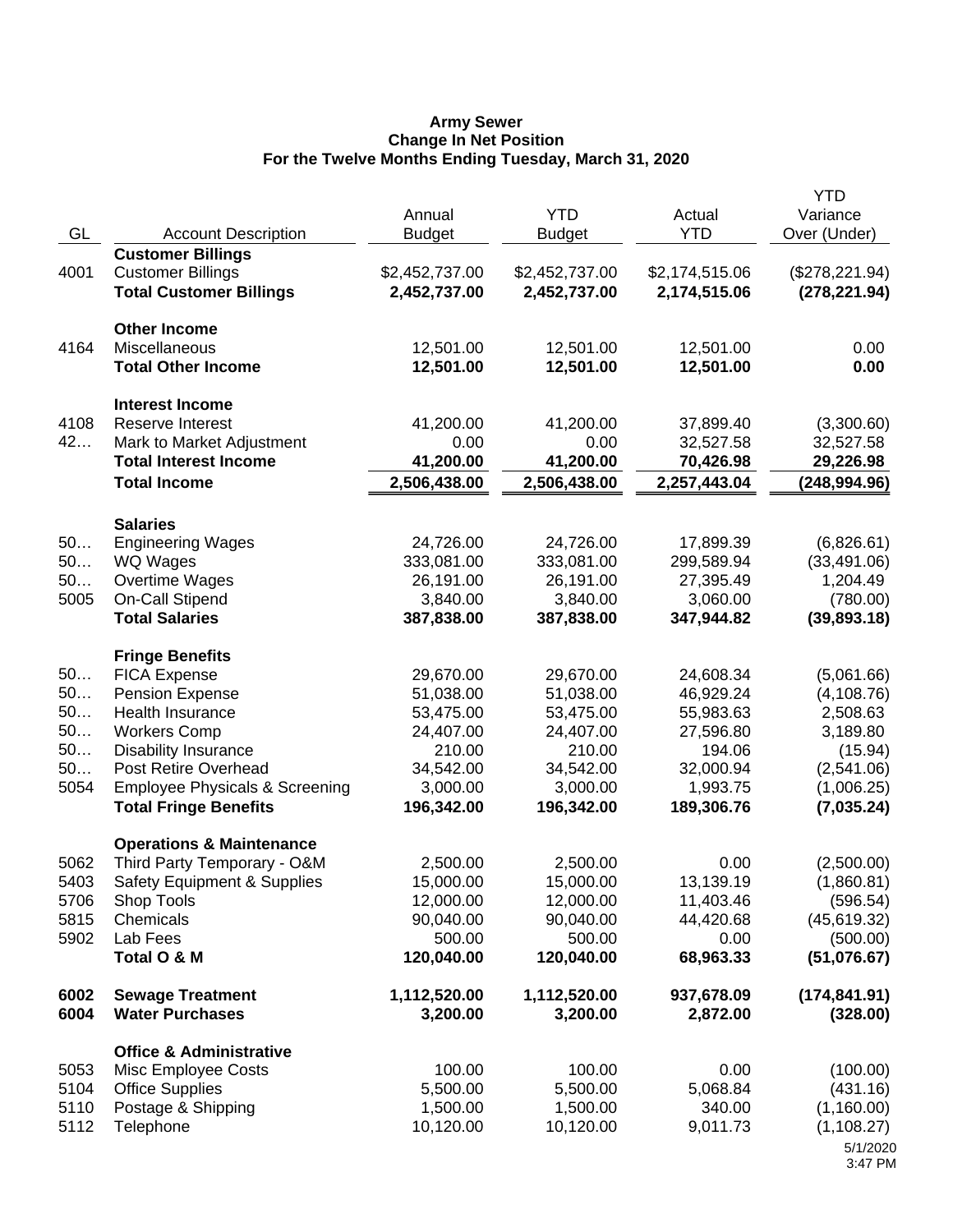**Army Sewer**
**Change In Net Position**
**For the Twelve Months Ending Tuesday, March 31, 2020**

| GL | Account Description | Annual Budget | YTD Budget | Actual YTD | YTD Variance Over (Under) |
|---|---|---|---|---|---|
| | **Customer Billings** | | | | |
| 4001 | Customer Billings | $2,452,737.00 | $2,452,737.00 | $2,174,515.06 | ($278,221.94) |
| | **Total Customer Billings** | **2,452,737.00** | **2,452,737.00** | **2,174,515.06** | **(278,221.94)** |
| | **Other Income** | | | | |
| 4164 | Miscellaneous | 12,501.00 | 12,501.00 | 12,501.00 | 0.00 |
| | **Total Other Income** | **12,501.00** | **12,501.00** | **12,501.00** | **0.00** |
| | **Interest Income** | | | | |
| 4108 | Reserve Interest | 41,200.00 | 41,200.00 | 37,899.40 | (3,300.60) |
| 42… | Mark to Market Adjustment | 0.00 | 0.00 | 32,527.58 | 32,527.58 |
| | **Total Interest Income** | **41,200.00** | **41,200.00** | **70,426.98** | **29,226.98** |
| | **Total Income** | **2,506,438.00** | **2,506,438.00** | **2,257,443.04** | **(248,994.96)** |
| | **Salaries** | | | | |
| 50… | Engineering Wages | 24,726.00 | 24,726.00 | 17,899.39 | (6,826.61) |
| 50… | WQ Wages | 333,081.00 | 333,081.00 | 299,589.94 | (33,491.06) |
| 50… | Overtime Wages | 26,191.00 | 26,191.00 | 27,395.49 | 1,204.49 |
| 5005 | On-Call Stipend | 3,840.00 | 3,840.00 | 3,060.00 | (780.00) |
| | **Total Salaries** | **387,838.00** | **387,838.00** | **347,944.82** | **(39,893.18)** |
| | **Fringe Benefits** | | | | |
| 50… | FICA Expense | 29,670.00 | 29,670.00 | 24,608.34 | (5,061.66) |
| 50… | Pension Expense | 51,038.00 | 51,038.00 | 46,929.24 | (4,108.76) |
| 50… | Health Insurance | 53,475.00 | 53,475.00 | 55,983.63 | 2,508.63 |
| 50… | Workers Comp | 24,407.00 | 24,407.00 | 27,596.80 | 3,189.80 |
| 50… | Disability Insurance | 210.00 | 210.00 | 194.06 | (15.94) |
| 50… | Post Retire Overhead | 34,542.00 | 34,542.00 | 32,000.94 | (2,541.06) |
| 5054 | Employee Physicals & Screening | 3,000.00 | 3,000.00 | 1,993.75 | (1,006.25) |
| | **Total Fringe Benefits** | **196,342.00** | **196,342.00** | **189,306.76** | **(7,035.24)** |
| | **Operations & Maintenance** | | | | |
| 5062 | Third Party Temporary - O&M | 2,500.00 | 2,500.00 | 0.00 | (2,500.00) |
| 5403 | Safety Equipment & Supplies | 15,000.00 | 15,000.00 | 13,139.19 | (1,860.81) |
| 5706 | Shop Tools | 12,000.00 | 12,000.00 | 11,403.46 | (596.54) |
| 5815 | Chemicals | 90,040.00 | 90,040.00 | 44,420.68 | (45,619.32) |
| 5902 | Lab Fees | 500.00 | 500.00 | 0.00 | (500.00) |
| | **Total O & M** | **120,040.00** | **120,040.00** | **68,963.33** | **(51,076.67)** |
| **6002** | **Sewage Treatment** | **1,112,520.00** | **1,112,520.00** | **937,678.09** | **(174,841.91)** |
| **6004** | **Water Purchases** | **3,200.00** | **3,200.00** | **2,872.00** | **(328.00)** |
| | **Office & Administrative** | | | | |
| 5053 | Misc Employee Costs | 100.00 | 100.00 | 0.00 | (100.00) |
| 5104 | Office Supplies | 5,500.00 | 5,500.00 | 5,068.84 | (431.16) |
| 5110 | Postage & Shipping | 1,500.00 | 1,500.00 | 340.00 | (1,160.00) |
| 5112 | Telephone | 10,120.00 | 10,120.00 | 9,011.73 | (1,108.27) |

5/1/2020
3:47 PM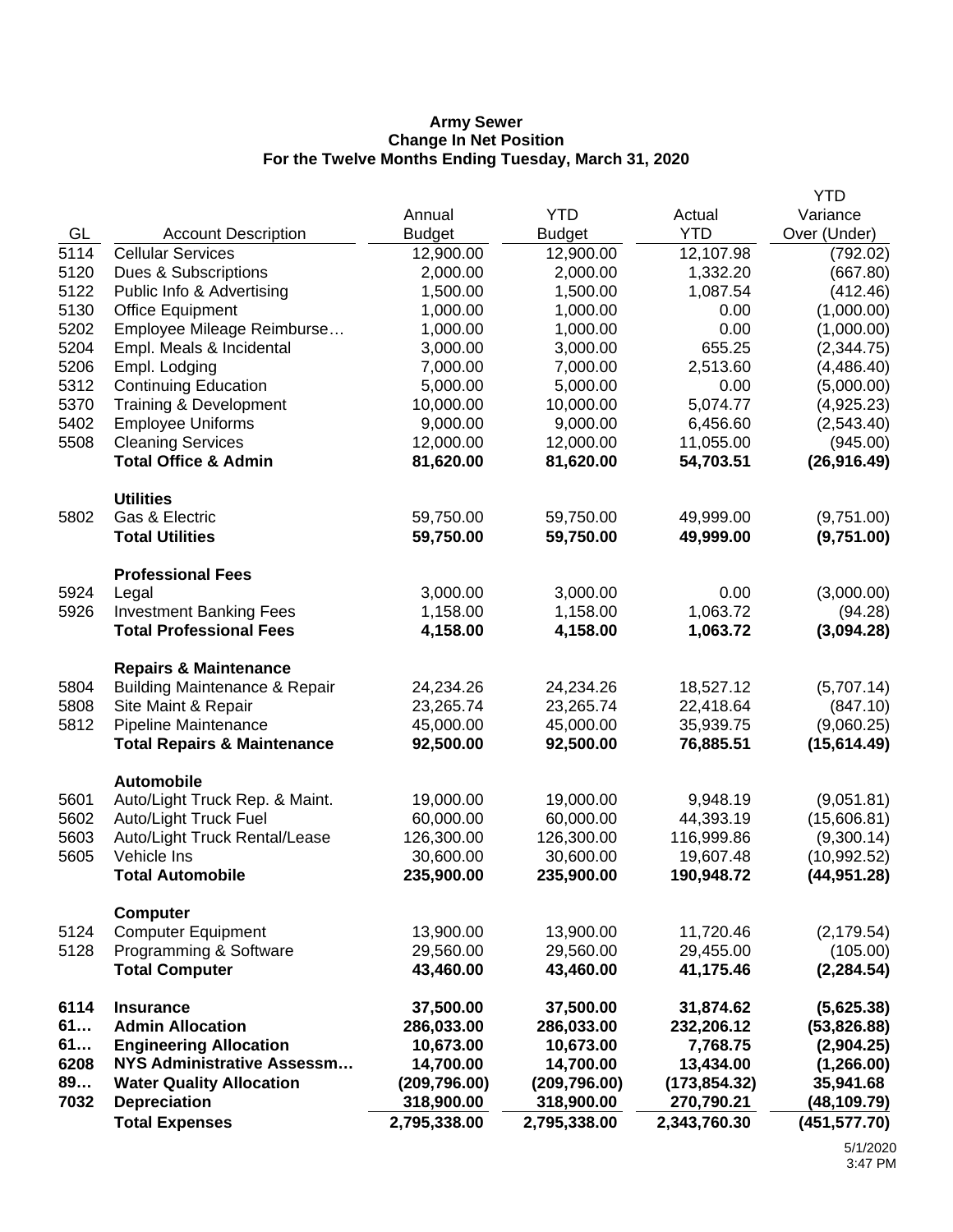**Army Sewer**
**Change In Net Position**
**For the Twelve Months Ending Tuesday, March 31, 2020**

| GL | Account Description | Annual Budget | YTD Budget | Actual YTD | YTD Variance Over (Under) |
|---|---|---|---|---|---|
| 5114 | Cellular Services | 12,900.00 | 12,900.00 | 12,107.98 | (792.02) |
| 5120 | Dues & Subscriptions | 2,000.00 | 2,000.00 | 1,332.20 | (667.80) |
| 5122 | Public Info & Advertising | 1,500.00 | 1,500.00 | 1,087.54 | (412.46) |
| 5130 | Office Equipment | 1,000.00 | 1,000.00 | 0.00 | (1,000.00) |
| 5202 | Employee Mileage Reimburse… | 1,000.00 | 1,000.00 | 0.00 | (1,000.00) |
| 5204 | Empl. Meals & Incidental | 3,000.00 | 3,000.00 | 655.25 | (2,344.75) |
| 5206 | Empl. Lodging | 7,000.00 | 7,000.00 | 2,513.60 | (4,486.40) |
| 5312 | Continuing Education | 5,000.00 | 5,000.00 | 0.00 | (5,000.00) |
| 5370 | Training & Development | 10,000.00 | 10,000.00 | 5,074.77 | (4,925.23) |
| 5402 | Employee Uniforms | 9,000.00 | 9,000.00 | 6,456.60 | (2,543.40) |
| 5508 | Cleaning Services | 12,000.00 | 12,000.00 | 11,055.00 | (945.00) |
| | **Total Office & Admin** | **81,620.00** | **81,620.00** | **54,703.51** | **(26,916.49)** |
| | **Utilities** | | | | |
| 5802 | Gas & Electric | 59,750.00 | 59,750.00 | 49,999.00 | (9,751.00) |
| | **Total Utilities** | **59,750.00** | **59,750.00** | **49,999.00** | **(9,751.00)** |
| | **Professional Fees** | | | | |
| 5924 | Legal | 3,000.00 | 3,000.00 | 0.00 | (3,000.00) |
| 5926 | Investment Banking Fees | 1,158.00 | 1,158.00 | 1,063.72 | (94.28) |
| | **Total Professional Fees** | **4,158.00** | **4,158.00** | **1,063.72** | **(3,094.28)** |
| | **Repairs & Maintenance** | | | | |
| 5804 | Building Maintenance & Repair | 24,234.26 | 24,234.26 | 18,527.12 | (5,707.14) |
| 5808 | Site Maint & Repair | 23,265.74 | 23,265.74 | 22,418.64 | (847.10) |
| 5812 | Pipeline Maintenance | 45,000.00 | 45,000.00 | 35,939.75 | (9,060.25) |
| | **Total Repairs & Maintenance** | **92,500.00** | **92,500.00** | **76,885.51** | **(15,614.49)** |
| | **Automobile** | | | | |
| 5601 | Auto/Light Truck Rep. & Maint. | 19,000.00 | 19,000.00 | 9,948.19 | (9,051.81) |
| 5602 | Auto/Light Truck Fuel | 60,000.00 | 60,000.00 | 44,393.19 | (15,606.81) |
| 5603 | Auto/Light Truck Rental/Lease | 126,300.00 | 126,300.00 | 116,999.86 | (9,300.14) |
| 5605 | Vehicle Ins | 30,600.00 | 30,600.00 | 19,607.48 | (10,992.52) |
| | **Total Automobile** | **235,900.00** | **235,900.00** | **190,948.72** | **(44,951.28)** |
| | **Computer** | | | | |
| 5124 | Computer Equipment | 13,900.00 | 13,900.00 | 11,720.46 | (2,179.54) |
| 5128 | Programming & Software | 29,560.00 | 29,560.00 | 29,455.00 | (105.00) |
| | **Total Computer** | **43,460.00** | **43,460.00** | **41,175.46** | **(2,284.54)** |
| **6114** | **Insurance** | **37,500.00** | **37,500.00** | **31,874.62** | **(5,625.38)** |
| **61…** | **Admin Allocation** | **286,033.00** | **286,033.00** | **232,206.12** | **(53,826.88)** |
| **61…** | **Engineering Allocation** | **10,673.00** | **10,673.00** | **7,768.75** | **(2,904.25)** |
| **6208** | **NYS Administrative Assessm…** | **14,700.00** | **14,700.00** | **13,434.00** | **(1,266.00)** |
| **89…** | **Water Quality Allocation** | **(209,796.00)** | **(209,796.00)** | **(173,854.32)** | **35,941.68** |
| **7032** | **Depreciation** | **318,900.00** | **318,900.00** | **270,790.21** | **(48,109.79)** |
| | **Total Expenses** | **2,795,338.00** | **2,795,338.00** | **2,343,760.30** | **(451,577.70)** |

5/1/2020
3:47 PM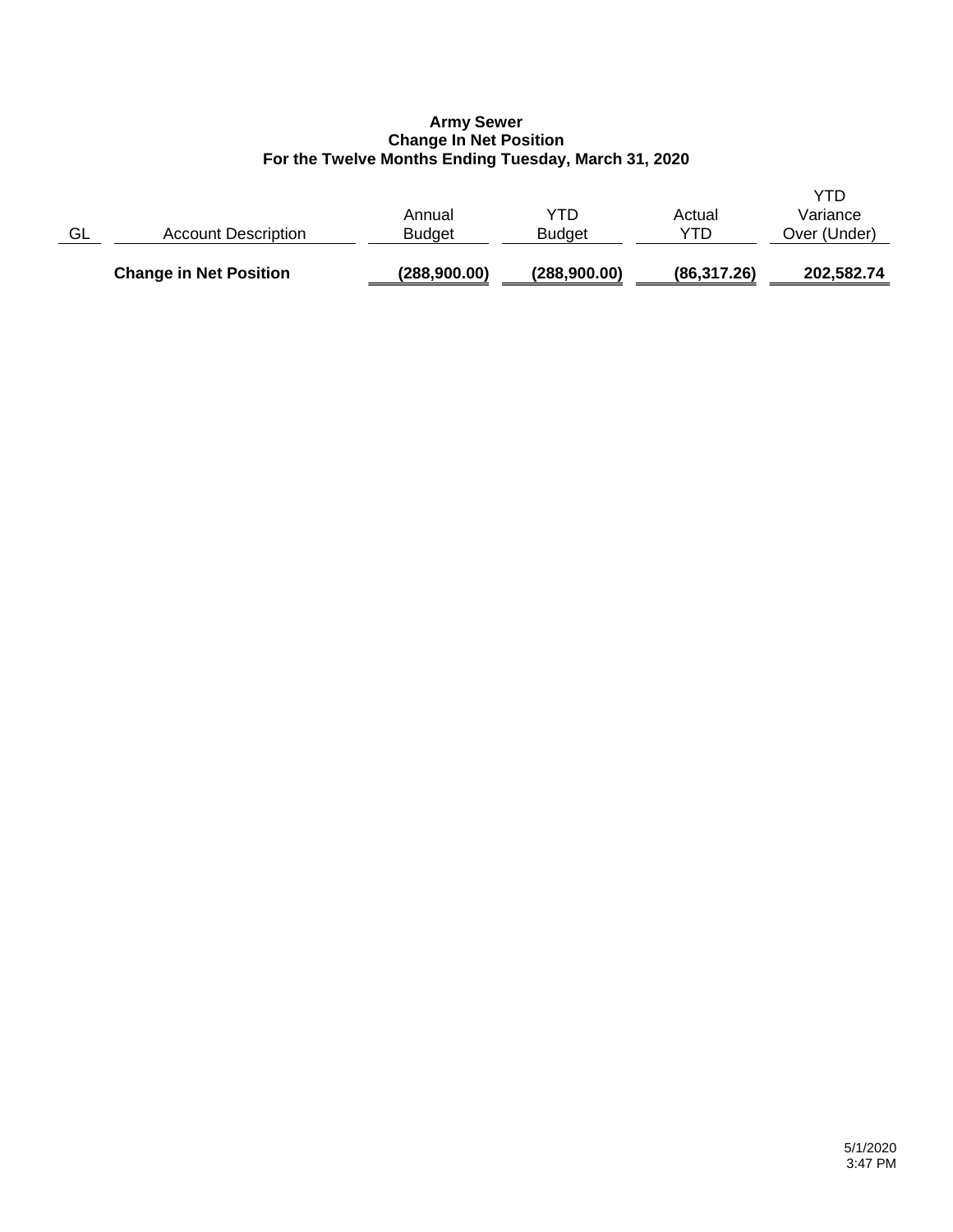**Army Sewer**
**Change In Net Position**
**For the Twelve Months Ending Tuesday, March 31, 2020**

| GL | Account Description | Annual Budget | YTD Budget | Actual YTD | YTD Variance Over (Under) |
|---|---|---|---|---|---|
| | **Change in Net Position** | **(288,900.00)** | **(288,900.00)** | **(86,317.26)** | **202,582.74** |

5/1/2020
3:47 PM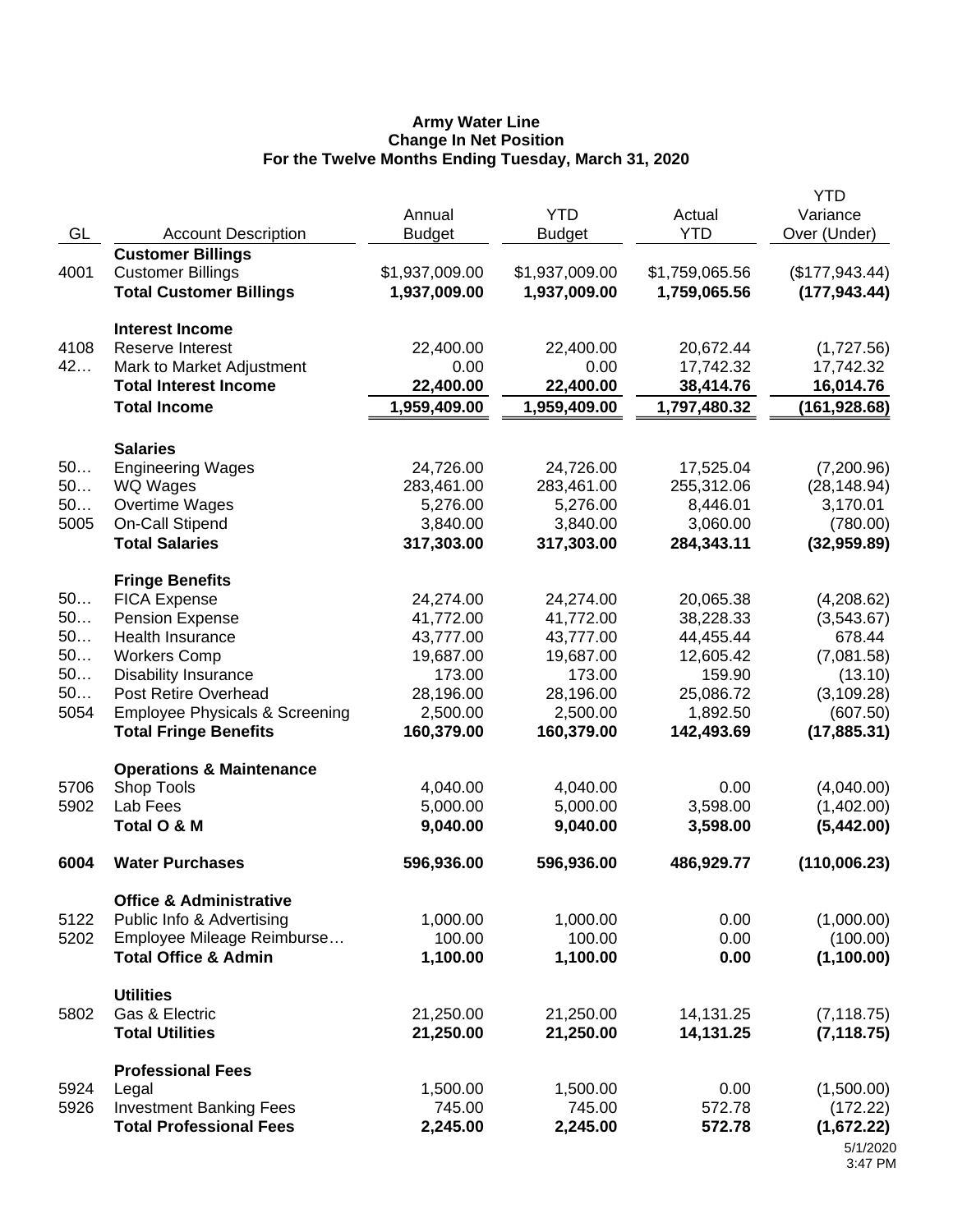**Army Water Line**
**Change In Net Position**
**For the Twelve Months Ending Tuesday, March 31, 2020**

| GL | Account Description | Annual Budget | YTD Budget | Actual YTD | YTD Variance Over (Under) |
|---|---|---|---|---|---|
| | **Customer Billings** | | | | |
| 4001 | Customer Billings | $1,937,009.00 | $1,937,009.00 | $1,759,065.56 | ($177,943.44) |
| | **Total Customer Billings** | **1,937,009.00** | **1,937,009.00** | **1,759,065.56** | **(177,943.44)** |
| | **Interest Income** | | | | |
| 4108 | Reserve Interest | 22,400.00 | 22,400.00 | 20,672.44 | (1,727.56) |
| 42… | Mark to Market Adjustment | 0.00 | 0.00 | 17,742.32 | 17,742.32 |
| | **Total Interest Income** | **22,400.00** | **22,400.00** | **38,414.76** | **16,014.76** |
| | **Total Income** | **1,959,409.00** | **1,959,409.00** | **1,797,480.32** | **(161,928.68)** |
| | **Salaries** | | | | |
| 50… | Engineering Wages | 24,726.00 | 24,726.00 | 17,525.04 | (7,200.96) |
| 50… | WQ Wages | 283,461.00 | 283,461.00 | 255,312.06 | (28,148.94) |
| 50… | Overtime Wages | 5,276.00 | 5,276.00 | 8,446.01 | 3,170.01 |
| 5005 | On-Call Stipend | 3,840.00 | 3,840.00 | 3,060.00 | (780.00) |
| | **Total Salaries** | **317,303.00** | **317,303.00** | **284,343.11** | **(32,959.89)** |
| | **Fringe Benefits** | | | | |
| 50… | FICA Expense | 24,274.00 | 24,274.00 | 20,065.38 | (4,208.62) |
| 50… | Pension Expense | 41,772.00 | 41,772.00 | 38,228.33 | (3,543.67) |
| 50… | Health Insurance | 43,777.00 | 43,777.00 | 44,455.44 | 678.44 |
| 50… | Workers Comp | 19,687.00 | 19,687.00 | 12,605.42 | (7,081.58) |
| 50… | Disability Insurance | 173.00 | 173.00 | 159.90 | (13.10) |
| 50… | Post Retire Overhead | 28,196.00 | 28,196.00 | 25,086.72 | (3,109.28) |
| 5054 | Employee Physicals & Screening | 2,500.00 | 2,500.00 | 1,892.50 | (607.50) |
| | **Total Fringe Benefits** | **160,379.00** | **160,379.00** | **142,493.69** | **(17,885.31)** |
| | **Operations & Maintenance** | | | | |
| 5706 | Shop Tools | 4,040.00 | 4,040.00 | 0.00 | (4,040.00) |
| 5902 | Lab Fees | 5,000.00 | 5,000.00 | 3,598.00 | (1,402.00) |
| | **Total O & M** | **9,040.00** | **9,040.00** | **3,598.00** | **(5,442.00)** |
| **6004** | **Water Purchases** | **596,936.00** | **596,936.00** | **486,929.77** | **(110,006.23)** |
| | **Office & Administrative** | | | | |
| 5122 | Public Info & Advertising | 1,000.00 | 1,000.00 | 0.00 | (1,000.00) |
| 5202 | Employee Mileage Reimburse… | 100.00 | 100.00 | 0.00 | (100.00) |
| | **Total Office & Admin** | **1,100.00** | **1,100.00** | **0.00** | **(1,100.00)** |
| | **Utilities** | | | | |
| 5802 | Gas & Electric | 21,250.00 | 21,250.00 | 14,131.25 | (7,118.75) |
| | **Total Utilities** | **21,250.00** | **21,250.00** | **14,131.25** | **(7,118.75)** |
| | **Professional Fees** | | | | |
| 5924 | Legal | 1,500.00 | 1,500.00 | 0.00 | (1,500.00) |
| 5926 | Investment Banking Fees | 745.00 | 745.00 | 572.78 | (172.22) |
| | **Total Professional Fees** | **2,245.00** | **2,245.00** | **572.78** | **(1,672.22)** |

5/1/2020
3:47 PM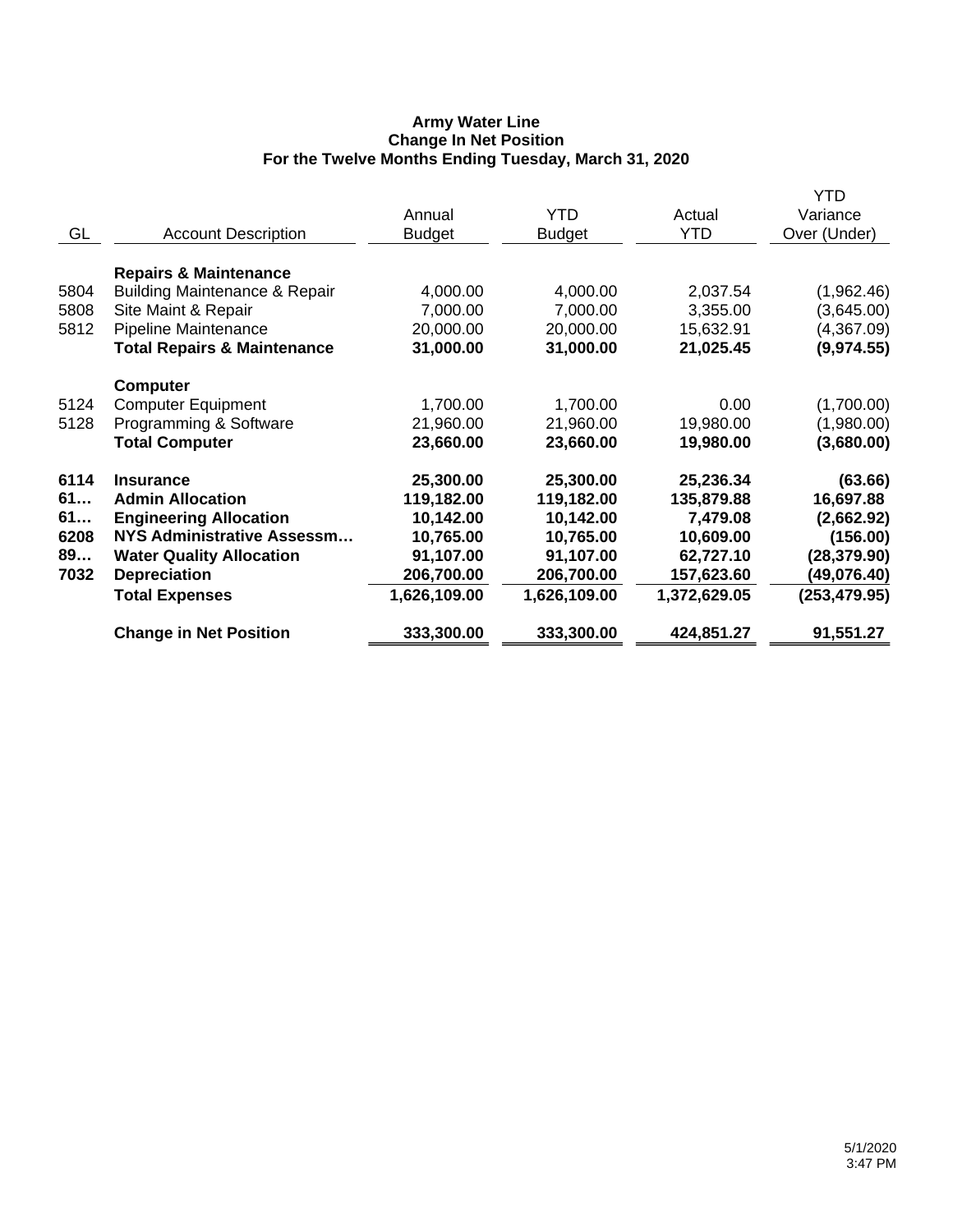**Army Water Line**
**Change In Net Position**
**For the Twelve Months Ending Tuesday, March 31, 2020**

| GL | Account Description | Annual Budget | YTD Budget | Actual YTD | YTD Variance Over (Under) |
|---|---|---|---|---|---|
| | **Repairs & Maintenance** | | | | |
| 5804 | Building Maintenance & Repair | 4,000.00 | 4,000.00 | 2,037.54 | (1,962.46) |
| 5808 | Site Maint & Repair | 7,000.00 | 7,000.00 | 3,355.00 | (3,645.00) |
| 5812 | Pipeline Maintenance | 20,000.00 | 20,000.00 | 15,632.91 | (4,367.09) |
| | **Total Repairs & Maintenance** | **31,000.00** | **31,000.00** | **21,025.45** | **(9,974.55)** |
| | **Computer** | | | | |
| 5124 | Computer Equipment | 1,700.00 | 1,700.00 | 0.00 | (1,700.00) |
| 5128 | Programming & Software | 21,960.00 | 21,960.00 | 19,980.00 | (1,980.00) |
| | **Total Computer** | **23,660.00** | **23,660.00** | **19,980.00** | **(3,680.00)** |
| **6114** | **Insurance** | **25,300.00** | **25,300.00** | **25,236.34** | **(63.66)** |
| **61…** | **Admin Allocation** | **119,182.00** | **119,182.00** | **135,879.88** | **16,697.88** |
| **61…** | **Engineering Allocation** | **10,142.00** | **10,142.00** | **7,479.08** | **(2,662.92)** |
| **6208** | **NYS Administrative Assessm…** | **10,765.00** | **10,765.00** | **10,609.00** | **(156.00)** |
| **89…** | **Water Quality Allocation** | **91,107.00** | **91,107.00** | **62,727.10** | **(28,379.90)** |
| **7032** | **Depreciation** | **206,700.00** | **206,700.00** | **157,623.60** | **(49,076.40)** |
| | **Total Expenses** | **1,626,109.00** | **1,626,109.00** | **1,372,629.05** | **(253,479.95)** |
| | **Change in Net Position** | **333,300.00** | **333,300.00** | **424,851.27** | **91,551.27** |

5/1/2020
3:47 PM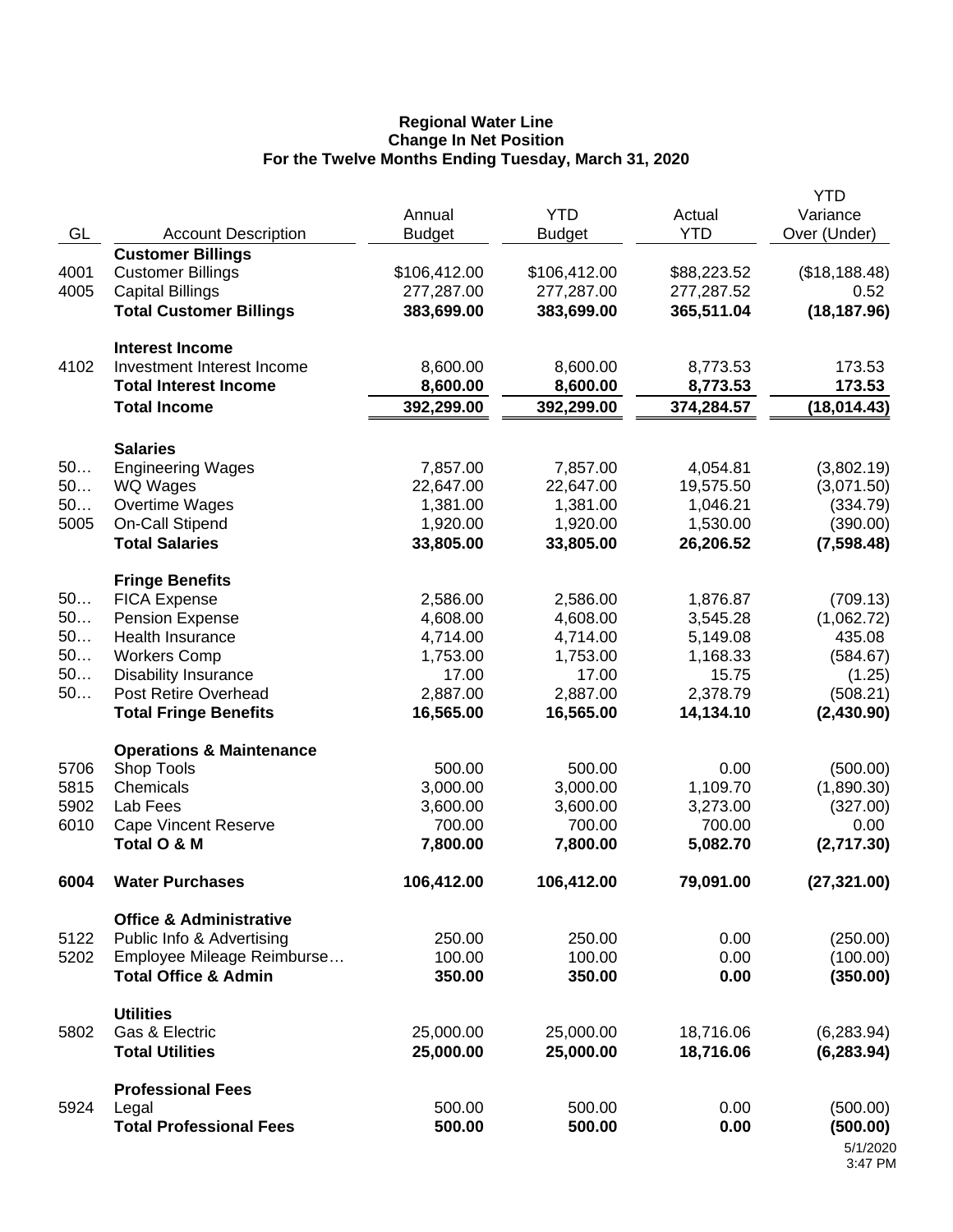**Regional Water Line**
**Change In Net Position**
**For the Twelve Months Ending Tuesday, March 31, 2020**

| GL | Account Description | Annual Budget | YTD Budget | Actual YTD | YTD Variance Over (Under) |
|---|---|---|---|---|---|
| | **Customer Billings** | | | | |
| 4001 | Customer Billings | $106,412.00 | $106,412.00 | $88,223.52 | ($18,188.48) |
| 4005 | Capital Billings | 277,287.00 | 277,287.00 | 277,287.52 | 0.52 |
| | **Total Customer Billings** | **383,699.00** | **383,699.00** | **365,511.04** | **(18,187.96)** |
| | **Interest Income** | | | | |
| 4102 | Investment Interest Income | 8,600.00 | 8,600.00 | 8,773.53 | 173.53 |
| | **Total Interest Income** | **8,600.00** | **8,600.00** | **8,773.53** | **173.53** |
| | **Total Income** | **392,299.00** | **392,299.00** | **374,284.57** | **(18,014.43)** |
| | **Salaries** | | | | |
| 50… | Engineering Wages | 7,857.00 | 7,857.00 | 4,054.81 | (3,802.19) |
| 50… | WQ Wages | 22,647.00 | 22,647.00 | 19,575.50 | (3,071.50) |
| 50… | Overtime Wages | 1,381.00 | 1,381.00 | 1,046.21 | (334.79) |
| 5005 | On-Call Stipend | 1,920.00 | 1,920.00 | 1,530.00 | (390.00) |
| | **Total Salaries** | **33,805.00** | **33,805.00** | **26,206.52** | **(7,598.48)** |
| | **Fringe Benefits** | | | | |
| 50… | FICA Expense | 2,586.00 | 2,586.00 | 1,876.87 | (709.13) |
| 50… | Pension Expense | 4,608.00 | 4,608.00 | 3,545.28 | (1,062.72) |
| 50… | Health Insurance | 4,714.00 | 4,714.00 | 5,149.08 | 435.08 |
| 50… | Workers Comp | 1,753.00 | 1,753.00 | 1,168.33 | (584.67) |
| 50… | Disability Insurance | 17.00 | 17.00 | 15.75 | (1.25) |
| 50… | Post Retire Overhead | 2,887.00 | 2,887.00 | 2,378.79 | (508.21) |
| | **Total Fringe Benefits** | **16,565.00** | **16,565.00** | **14,134.10** | **(2,430.90)** |
| | **Operations & Maintenance** | | | | |
| 5706 | Shop Tools | 500.00 | 500.00 | 0.00 | (500.00) |
| 5815 | Chemicals | 3,000.00 | 3,000.00 | 1,109.70 | (1,890.30) |
| 5902 | Lab Fees | 3,600.00 | 3,600.00 | 3,273.00 | (327.00) |
| 6010 | Cape Vincent Reserve | 700.00 | 700.00 | 700.00 | 0.00 |
| | **Total O & M** | **7,800.00** | **7,800.00** | **5,082.70** | **(2,717.30)** |
| **6004** | **Water Purchases** | **106,412.00** | **106,412.00** | **79,091.00** | **(27,321.00)** |
| | **Office & Administrative** | | | | |
| 5122 | Public Info & Advertising | 250.00 | 250.00 | 0.00 | (250.00) |
| 5202 | Employee Mileage Reimburse… | 100.00 | 100.00 | 0.00 | (100.00) |
| | **Total Office & Admin** | **350.00** | **350.00** | **0.00** | **(350.00)** |
| | **Utilities** | | | | |
| 5802 | Gas & Electric | 25,000.00 | 25,000.00 | 18,716.06 | (6,283.94) |
| | **Total Utilities** | **25,000.00** | **25,000.00** | **18,716.06** | **(6,283.94)** |
| | **Professional Fees** | | | | |
| 5924 | Legal | 500.00 | 500.00 | 0.00 | (500.00) |
| | **Total Professional Fees** | **500.00** | **500.00** | **0.00** | **(500.00)** |

5/1/2020
3:47 PM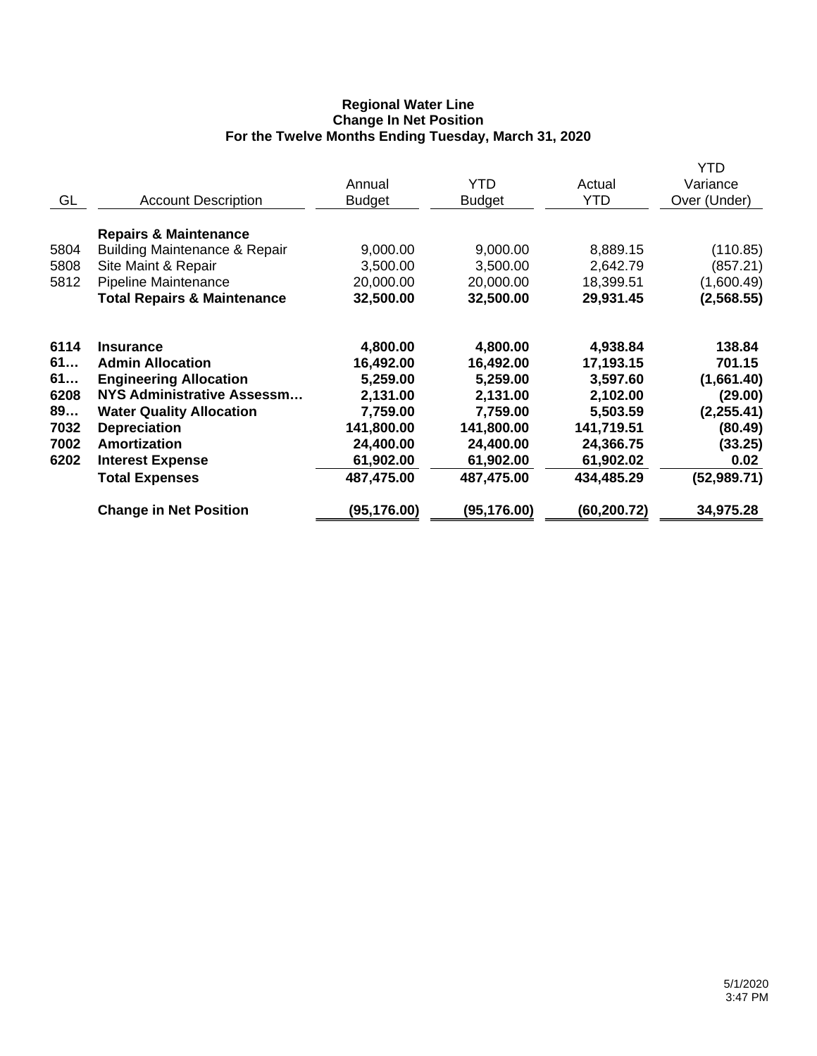**Regional Water Line**
**Change In Net Position**
**For the Twelve Months Ending Tuesday, March 31, 2020**

| GL | Account Description | Annual Budget | YTD Budget | Actual YTD | YTD Variance Over (Under) |
|---|---|---|---|---|---|
| | **Repairs & Maintenance** | | | | |
| 5804 | Building Maintenance & Repair | 9,000.00 | 9,000.00 | 8,889.15 | (110.85) |
| 5808 | Site Maint & Repair | 3,500.00 | 3,500.00 | 2,642.79 | (857.21) |
| 5812 | Pipeline Maintenance | 20,000.00 | 20,000.00 | 18,399.51 | (1,600.49) |
| | **Total Repairs & Maintenance** | **32,500.00** | **32,500.00** | **29,931.45** | **(2,568.55)** |
| **6114** | **Insurance** | **4,800.00** | **4,800.00** | **4,938.84** | **138.84** |
| **61…** | **Admin Allocation** | **16,492.00** | **16,492.00** | **17,193.15** | **701.15** |
| **61…** | **Engineering Allocation** | **5,259.00** | **5,259.00** | **3,597.60** | **(1,661.40)** |
| **6208** | **NYS Administrative Assessm…** | **2,131.00** | **2,131.00** | **2,102.00** | **(29.00)** |
| **89…** | **Water Quality Allocation** | **7,759.00** | **7,759.00** | **5,503.59** | **(2,255.41)** |
| **7032** | **Depreciation** | **141,800.00** | **141,800.00** | **141,719.51** | **(80.49)** |
| **7002** | **Amortization** | **24,400.00** | **24,400.00** | **24,366.75** | **(33.25)** |
| **6202** | **Interest Expense** | **61,902.00** | **61,902.00** | **61,902.02** | **0.02** |
| | **Total Expenses** | **487,475.00** | **487,475.00** | **434,485.29** | **(52,989.71)** |
| | **Change in Net Position** | **(95,176.00)** | **(95,176.00)** | **(60,200.72)** | **34,975.28** |

5/1/2020
3:47 PM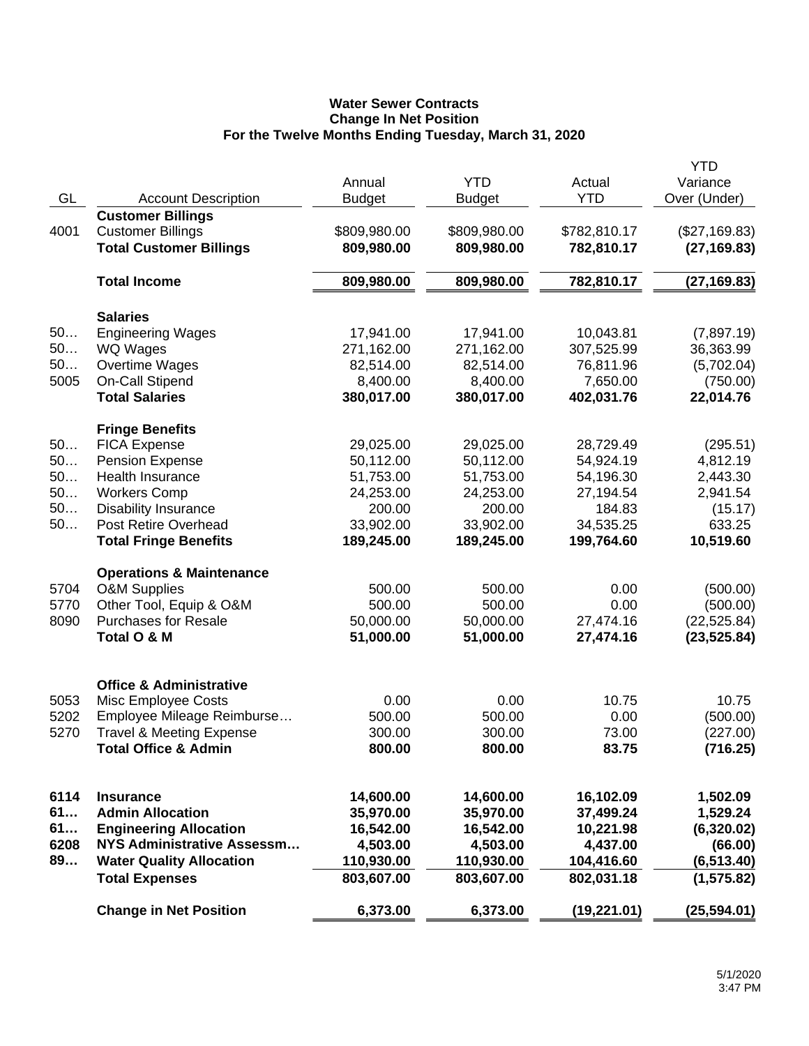**Water Sewer Contracts**
**Change In Net Position**
**For the Twelve Months Ending Tuesday, March 31, 2020**

| GL | Account Description | Annual Budget | YTD Budget | Actual YTD | YTD Variance Over (Under) |
|---|---|---|---|---|---|
| | **Customer Billings** | | | | |
| 4001 | Customer Billings | $809,980.00 | $809,980.00 | $782,810.17 | ($27,169.83) |
| | **Total Customer Billings** | **809,980.00** | **809,980.00** | **782,810.17** | **(27,169.83)** |
| | **Total Income** | **809,980.00** | **809,980.00** | **782,810.17** | **(27,169.83)** |
| | **Salaries** | | | | |
| 50… | Engineering Wages | 17,941.00 | 17,941.00 | 10,043.81 | (7,897.19) |
| 50… | WQ Wages | 271,162.00 | 271,162.00 | 307,525.99 | 36,363.99 |
| 50… | Overtime Wages | 82,514.00 | 82,514.00 | 76,811.96 | (5,702.04) |
| 5005 | On-Call Stipend | 8,400.00 | 8,400.00 | 7,650.00 | (750.00) |
| | **Total Salaries** | **380,017.00** | **380,017.00** | **402,031.76** | **22,014.76** |
| | **Fringe Benefits** | | | | |
| 50… | FICA Expense | 29,025.00 | 29,025.00 | 28,729.49 | (295.51) |
| 50… | Pension Expense | 50,112.00 | 50,112.00 | 54,924.19 | 4,812.19 |
| 50… | Health Insurance | 51,753.00 | 51,753.00 | 54,196.30 | 2,443.30 |
| 50… | Workers Comp | 24,253.00 | 24,253.00 | 27,194.54 | 2,941.54 |
| 50… | Disability Insurance | 200.00 | 200.00 | 184.83 | (15.17) |
| 50… | Post Retire Overhead | 33,902.00 | 33,902.00 | 34,535.25 | 633.25 |
| | **Total Fringe Benefits** | **189,245.00** | **189,245.00** | **199,764.60** | **10,519.60** |
| | **Operations & Maintenance** | | | | |
| 5704 | O&M Supplies | 500.00 | 500.00 | 0.00 | (500.00) |
| 5770 | Other Tool, Equip & O&M | 500.00 | 500.00 | 0.00 | (500.00) |
| 8090 | Purchases for Resale | 50,000.00 | 50,000.00 | 27,474.16 | (22,525.84) |
| | **Total O & M** | **51,000.00** | **51,000.00** | **27,474.16** | **(23,525.84)** |
| | **Office & Administrative** | | | | |
| 5053 | Misc Employee Costs | 0.00 | 0.00 | 10.75 | 10.75 |
| 5202 | Employee Mileage Reimburse… | 500.00 | 500.00 | 0.00 | (500.00) |
| 5270 | Travel & Meeting Expense | 300.00 | 300.00 | 73.00 | (227.00) |
| | **Total Office & Admin** | **800.00** | **800.00** | **83.75** | **(716.25)** |
| **6114** | **Insurance** | **14,600.00** | **14,600.00** | **16,102.09** | **1,502.09** |
| **61…** | **Admin Allocation** | **35,970.00** | **35,970.00** | **37,499.24** | **1,529.24** |
| **61…** | **Engineering Allocation** | **16,542.00** | **16,542.00** | **10,221.98** | **(6,320.02)** |
| **6208** | **NYS Administrative Assessm…** | **4,503.00** | **4,503.00** | **4,437.00** | **(66.00)** |
| **89…** | **Water Quality Allocation** | **110,930.00** | **110,930.00** | **104,416.60** | **(6,513.40)** |
| | **Total Expenses** | **803,607.00** | **803,607.00** | **802,031.18** | **(1,575.82)** |
| | **Change in Net Position** | **6,373.00** | **6,373.00** | **(19,221.01)** | **(25,594.01)** |

5/1/2020
3:47 PM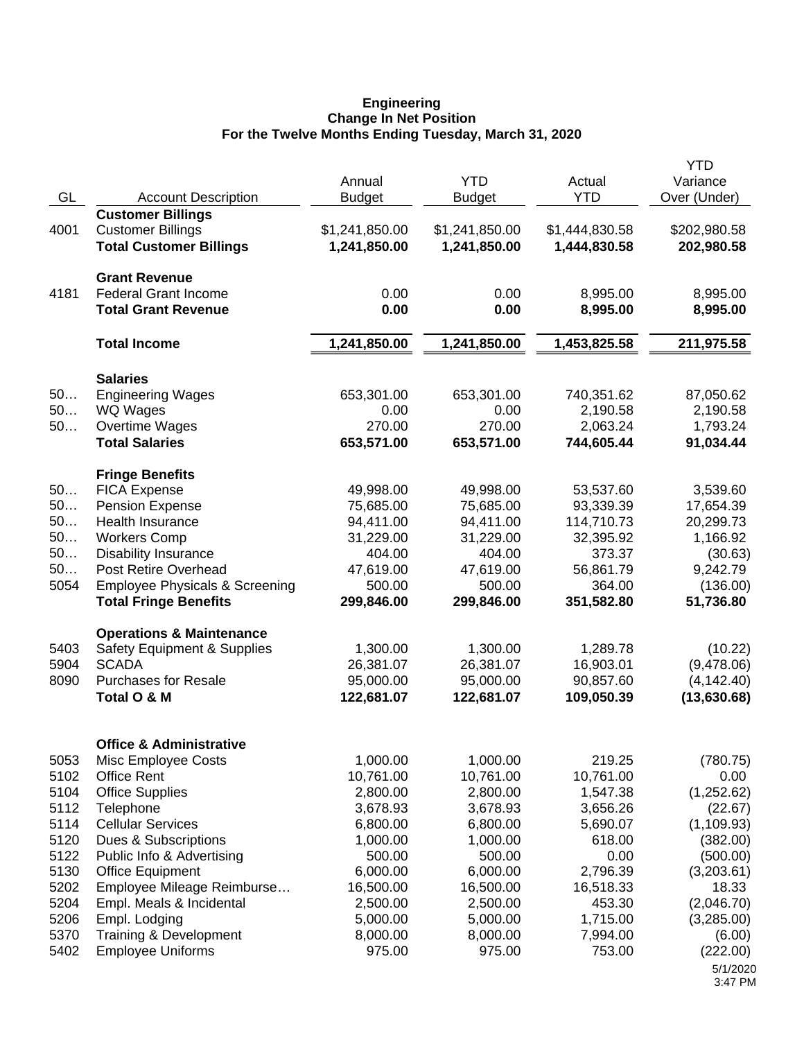**Engineering**
**Change In Net Position**
**For the Twelve Months Ending Tuesday, March 31, 2020**

| GL | Account Description | Annual Budget | YTD Budget | Actual YTD | YTD Variance Over (Under) |
|---|---|---|---|---|---|
| | **Customer Billings** | | | | |
| 4001 | Customer Billings | $1,241,850.00 | $1,241,850.00 | $1,444,830.58 | $202,980.58 |
| | **Total Customer Billings** | **1,241,850.00** | **1,241,850.00** | **1,444,830.58** | **202,980.58** |
| | **Grant Revenue** | | | | |
| 4181 | Federal Grant Income | 0.00 | 0.00 | 8,995.00 | 8,995.00 |
| | **Total Grant Revenue** | **0.00** | **0.00** | **8,995.00** | **8,995.00** |
| | **Total Income** | **1,241,850.00** | **1,241,850.00** | **1,453,825.58** | **211,975.58** |
| | **Salaries** | | | | |
| 50… | Engineering Wages | 653,301.00 | 653,301.00 | 740,351.62 | 87,050.62 |
| 50… | WQ Wages | 0.00 | 0.00 | 2,190.58 | 2,190.58 |
| 50… | Overtime Wages | 270.00 | 270.00 | 2,063.24 | 1,793.24 |
| | **Total Salaries** | **653,571.00** | **653,571.00** | **744,605.44** | **91,034.44** |
| | **Fringe Benefits** | | | | |
| 50… | FICA Expense | 49,998.00 | 49,998.00 | 53,537.60 | 3,539.60 |
| 50… | Pension Expense | 75,685.00 | 75,685.00 | 93,339.39 | 17,654.39 |
| 50… | Health Insurance | 94,411.00 | 94,411.00 | 114,710.73 | 20,299.73 |
| 50… | Workers Comp | 31,229.00 | 31,229.00 | 32,395.92 | 1,166.92 |
| 50… | Disability Insurance | 404.00 | 404.00 | 373.37 | (30.63) |
| 50… | Post Retire Overhead | 47,619.00 | 47,619.00 | 56,861.79 | 9,242.79 |
| 5054 | Employee Physicals & Screening | 500.00 | 500.00 | 364.00 | (136.00) |
| | **Total Fringe Benefits** | **299,846.00** | **299,846.00** | **351,582.80** | **51,736.80** |
| | **Operations & Maintenance** | | | | |
| 5403 | Safety Equipment & Supplies | 1,300.00 | 1,300.00 | 1,289.78 | (10.22) |
| 5904 | SCADA | 26,381.07 | 26,381.07 | 16,903.01 | (9,478.06) |
| 8090 | Purchases for Resale | 95,000.00 | 95,000.00 | 90,857.60 | (4,142.40) |
| | **Total O & M** | **122,681.07** | **122,681.07** | **109,050.39** | **(13,630.68)** |
| | **Office & Administrative** | | | | |
| 5053 | Misc Employee Costs | 1,000.00 | 1,000.00 | 219.25 | (780.75) |
| 5102 | Office Rent | 10,761.00 | 10,761.00 | 10,761.00 | 0.00 |
| 5104 | Office Supplies | 2,800.00 | 2,800.00 | 1,547.38 | (1,252.62) |
| 5112 | Telephone | 3,678.93 | 3,678.93 | 3,656.26 | (22.67) |
| 5114 | Cellular Services | 6,800.00 | 6,800.00 | 5,690.07 | (1,109.93) |
| 5120 | Dues & Subscriptions | 1,000.00 | 1,000.00 | 618.00 | (382.00) |
| 5122 | Public Info & Advertising | 500.00 | 500.00 | 0.00 | (500.00) |
| 5130 | Office Equipment | 6,000.00 | 6,000.00 | 2,796.39 | (3,203.61) |
| 5202 | Employee Mileage Reimburse… | 16,500.00 | 16,500.00 | 16,518.33 | 18.33 |
| 5204 | Empl. Meals & Incidental | 2,500.00 | 2,500.00 | 453.30 | (2,046.70) |
| 5206 | Empl. Lodging | 5,000.00 | 5,000.00 | 1,715.00 | (3,285.00) |
| 5370 | Training & Development | 8,000.00 | 8,000.00 | 7,994.00 | (6.00) |
| 5402 | Employee Uniforms | 975.00 | 975.00 | 753.00 | (222.00) |

5/1/2020
3:47 PM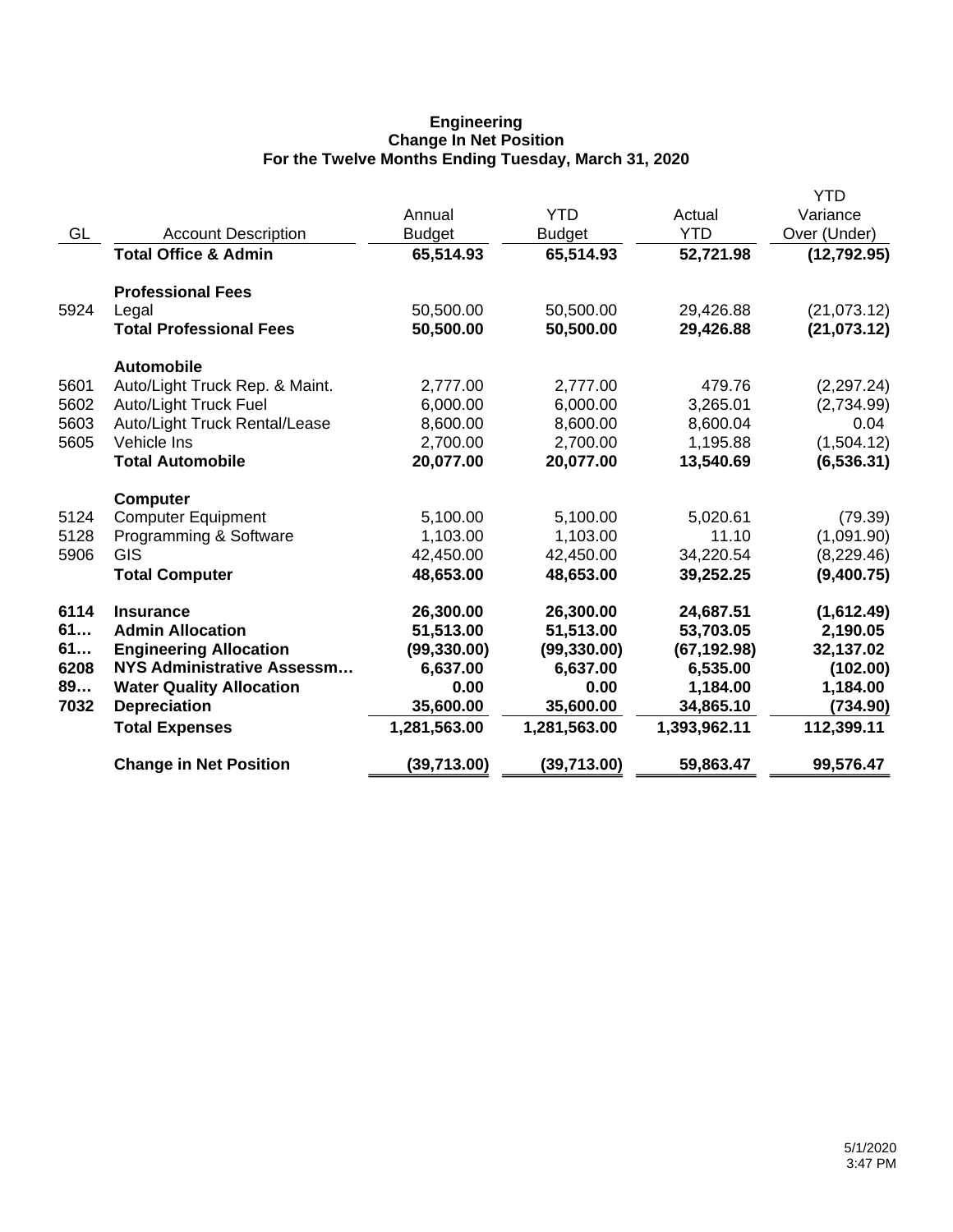**Engineering**
**Change In Net Position**
**For the Twelve Months Ending Tuesday, March 31, 2020**

| GL | Account Description | Annual Budget | YTD Budget | Actual YTD | YTD Variance Over (Under) |
|---|---|---|---|---|---|
| | **Total Office & Admin** | **65,514.93** | **65,514.93** | **52,721.98** | **(12,792.95)** |
| | **Professional Fees** | | | | |
| 5924 | Legal | 50,500.00 | 50,500.00 | 29,426.88 | (21,073.12) |
| | **Total Professional Fees** | **50,500.00** | **50,500.00** | **29,426.88** | **(21,073.12)** |
| | **Automobile** | | | | |
| 5601 | Auto/Light Truck Rep. & Maint. | 2,777.00 | 2,777.00 | 479.76 | (2,297.24) |
| 5602 | Auto/Light Truck Fuel | 6,000.00 | 6,000.00 | 3,265.01 | (2,734.99) |
| 5603 | Auto/Light Truck Rental/Lease | 8,600.00 | 8,600.00 | 8,600.04 | 0.04 |
| 5605 | Vehicle Ins | 2,700.00 | 2,700.00 | 1,195.88 | (1,504.12) |
| | **Total Automobile** | **20,077.00** | **20,077.00** | **13,540.69** | **(6,536.31)** |
| | **Computer** | | | | |
| 5124 | Computer Equipment | 5,100.00 | 5,100.00 | 5,020.61 | (79.39) |
| 5128 | Programming & Software | 1,103.00 | 1,103.00 | 11.10 | (1,091.90) |
| 5906 | GIS | 42,450.00 | 42,450.00 | 34,220.54 | (8,229.46) |
| | **Total Computer** | **48,653.00** | **48,653.00** | **39,252.25** | **(9,400.75)** |
| **6114** | **Insurance** | **26,300.00** | **26,300.00** | **24,687.51** | **(1,612.49)** |
| **61…** | **Admin Allocation** | **51,513.00** | **51,513.00** | **53,703.05** | **2,190.05** |
| **61…** | **Engineering Allocation** | **(99,330.00)** | **(99,330.00)** | **(67,192.98)** | **32,137.02** |
| **6208** | **NYS Administrative Assessm…** | **6,637.00** | **6,637.00** | **6,535.00** | **(102.00)** |
| **89…** | **Water Quality Allocation** | **0.00** | **0.00** | **1,184.00** | **1,184.00** |
| **7032** | **Depreciation** | **35,600.00** | **35,600.00** | **34,865.10** | **(734.90)** |
| | **Total Expenses** | **1,281,563.00** | **1,281,563.00** | **1,393,962.11** | **112,399.11** |
| | **Change in Net Position** | **(39,713.00)** | **(39,713.00)** | **59,863.47** | **99,576.47** |

5/1/2020
3:47 PM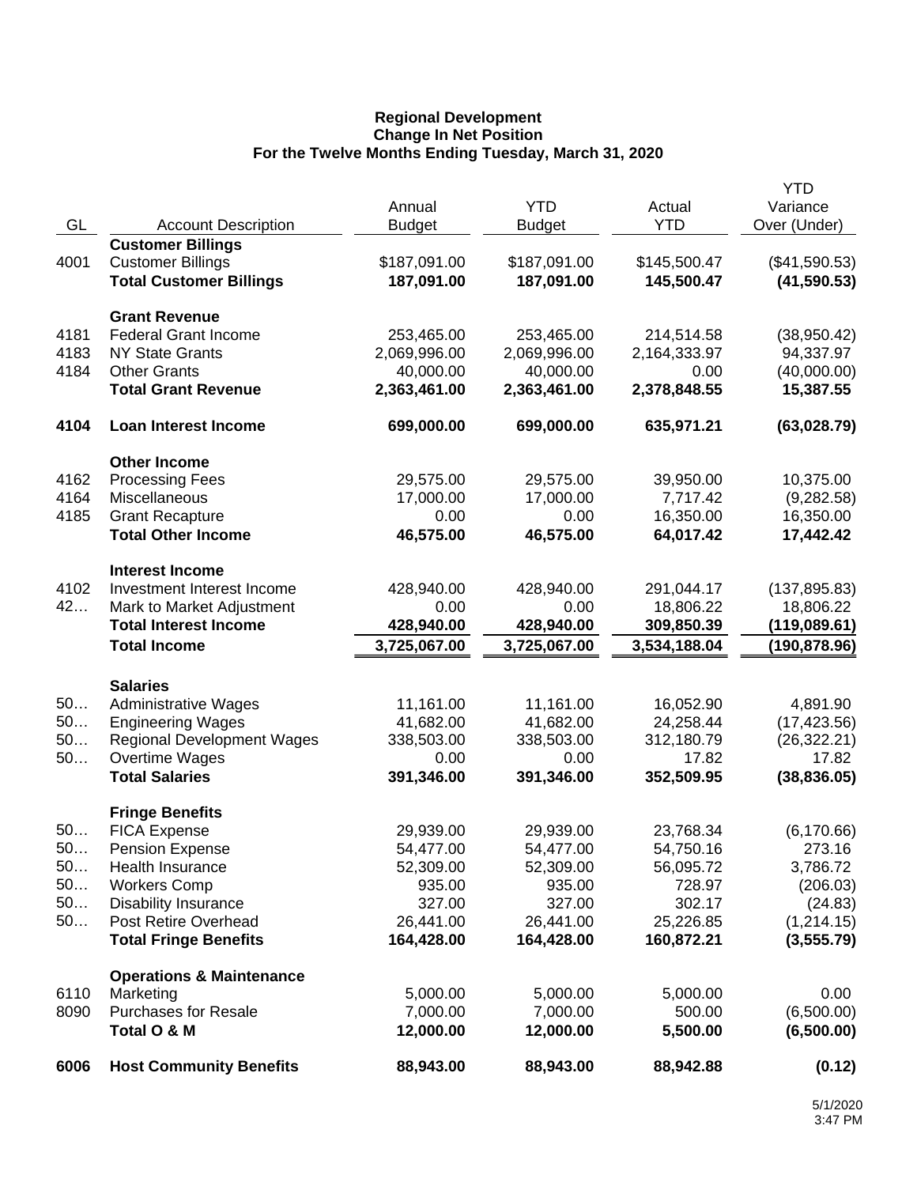**Regional Development**
**Change In Net Position**
**For the Twelve Months Ending Tuesday, March 31, 2020**

| GL | Account Description | Annual Budget | YTD Budget | Actual YTD | YTD Variance Over (Under) |
|---|---|---|---|---|---|
| | **Customer Billings** | | | | |
| 4001 | Customer Billings | $187,091.00 | $187,091.00 | $145,500.47 | ($41,590.53) |
| | **Total Customer Billings** | **187,091.00** | **187,091.00** | **145,500.47** | **(41,590.53)** |
| | **Grant Revenue** | | | | |
| 4181 | Federal Grant Income | 253,465.00 | 253,465.00 | 214,514.58 | (38,950.42) |
| 4183 | NY State Grants | 2,069,996.00 | 2,069,996.00 | 2,164,333.97 | 94,337.97 |
| 4184 | Other Grants | 40,000.00 | 40,000.00 | 0.00 | (40,000.00) |
| | **Total Grant Revenue** | **2,363,461.00** | **2,363,461.00** | **2,378,848.55** | **15,387.55** |
| **4104** | **Loan Interest Income** | **699,000.00** | **699,000.00** | **635,971.21** | **(63,028.79)** |
| | **Other Income** | | | | |
| 4162 | Processing Fees | 29,575.00 | 29,575.00 | 39,950.00 | 10,375.00 |
| 4164 | Miscellaneous | 17,000.00 | 17,000.00 | 7,717.42 | (9,282.58) |
| 4185 | Grant Recapture | 0.00 | 0.00 | 16,350.00 | 16,350.00 |
| | **Total Other Income** | **46,575.00** | **46,575.00** | **64,017.42** | **17,442.42** |
| | **Interest Income** | | | | |
| 4102 | Investment Interest Income | 428,940.00 | 428,940.00 | 291,044.17 | (137,895.83) |
| 42… | Mark to Market Adjustment | 0.00 | 0.00 | 18,806.22 | 18,806.22 |
| | **Total Interest Income** | **428,940.00** | **428,940.00** | **309,850.39** | **(119,089.61)** |
| | **Total Income** | **3,725,067.00** | **3,725,067.00** | **3,534,188.04** | **(190,878.96)** |
| | **Salaries** | | | | |
| 50… | Administrative Wages | 11,161.00 | 11,161.00 | 16,052.90 | 4,891.90 |
| 50… | Engineering Wages | 41,682.00 | 41,682.00 | 24,258.44 | (17,423.56) |
| 50… | Regional Development Wages | 338,503.00 | 338,503.00 | 312,180.79 | (26,322.21) |
| 50… | Overtime Wages | 0.00 | 0.00 | 17.82 | 17.82 |
| | **Total Salaries** | **391,346.00** | **391,346.00** | **352,509.95** | **(38,836.05)** |
| | **Fringe Benefits** | | | | |
| 50… | FICA Expense | 29,939.00 | 29,939.00 | 23,768.34 | (6,170.66) |
| 50… | Pension Expense | 54,477.00 | 54,477.00 | 54,750.16 | 273.16 |
| 50… | Health Insurance | 52,309.00 | 52,309.00 | 56,095.72 | 3,786.72 |
| 50… | Workers Comp | 935.00 | 935.00 | 728.97 | (206.03) |
| 50… | Disability Insurance | 327.00 | 327.00 | 302.17 | (24.83) |
| 50… | Post Retire Overhead | 26,441.00 | 26,441.00 | 25,226.85 | (1,214.15) |
| | **Total Fringe Benefits** | **164,428.00** | **164,428.00** | **160,872.21** | **(3,555.79)** |
| | **Operations & Maintenance** | | | | |
| 6110 | Marketing | 5,000.00 | 5,000.00 | 5,000.00 | 0.00 |
| 8090 | Purchases for Resale | 7,000.00 | 7,000.00 | 500.00 | (6,500.00) |
| | **Total O & M** | **12,000.00** | **12,000.00** | **5,500.00** | **(6,500.00)** |
| **6006** | **Host Community Benefits** | **88,943.00** | **88,943.00** | **88,942.88** | **(0.12)** |

5/1/2020
3:47 PM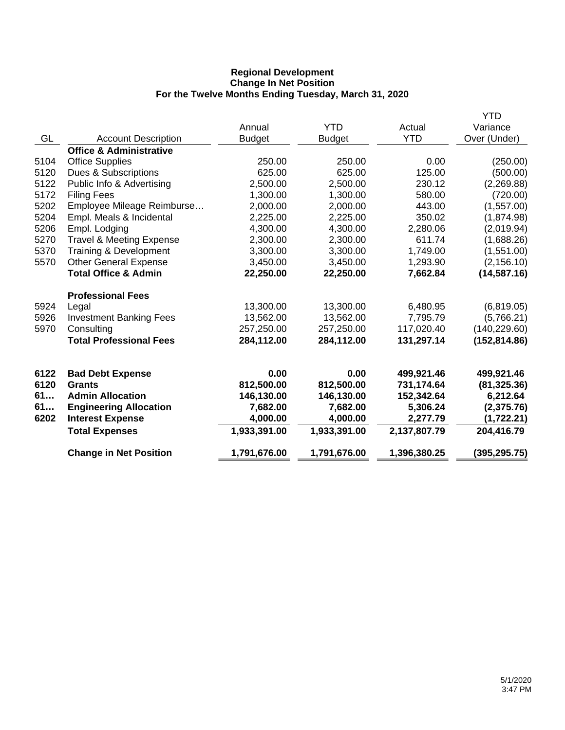**Regional Development**
**Change In Net Position**
**For the Twelve Months Ending Tuesday, March 31, 2020**

| GL | Account Description | Annual Budget | YTD Budget | Actual YTD | YTD Variance Over (Under) |
|---|---|---|---|---|---|
| | **Office & Administrative** | | | | |
| 5104 | Office Supplies | 250.00 | 250.00 | 0.00 | (250.00) |
| 5120 | Dues & Subscriptions | 625.00 | 625.00 | 125.00 | (500.00) |
| 5122 | Public Info & Advertising | 2,500.00 | 2,500.00 | 230.12 | (2,269.88) |
| 5172 | Filing Fees | 1,300.00 | 1,300.00 | 580.00 | (720.00) |
| 5202 | Employee Mileage Reimburse… | 2,000.00 | 2,000.00 | 443.00 | (1,557.00) |
| 5204 | Empl. Meals & Incidental | 2,225.00 | 2,225.00 | 350.02 | (1,874.98) |
| 5206 | Empl. Lodging | 4,300.00 | 4,300.00 | 2,280.06 | (2,019.94) |
| 5270 | Travel & Meeting Expense | 2,300.00 | 2,300.00 | 611.74 | (1,688.26) |
| 5370 | Training & Development | 3,300.00 | 3,300.00 | 1,749.00 | (1,551.00) |
| 5570 | Other General Expense | 3,450.00 | 3,450.00 | 1,293.90 | (2,156.10) |
| | **Total Office & Admin** | **22,250.00** | **22,250.00** | **7,662.84** | **(14,587.16)** |
| | **Professional Fees** | | | | |
| 5924 | Legal | 13,300.00 | 13,300.00 | 6,480.95 | (6,819.05) |
| 5926 | Investment Banking Fees | 13,562.00 | 13,562.00 | 7,795.79 | (5,766.21) |
| 5970 | Consulting | 257,250.00 | 257,250.00 | 117,020.40 | (140,229.60) |
| | **Total Professional Fees** | **284,112.00** | **284,112.00** | **131,297.14** | **(152,814.86)** |
| **6122** | **Bad Debt Expense** | **0.00** | **0.00** | **499,921.46** | **499,921.46** |
| **6120** | **Grants** | **812,500.00** | **812,500.00** | **731,174.64** | **(81,325.36)** |
| **61…** | **Admin Allocation** | **146,130.00** | **146,130.00** | **152,342.64** | **6,212.64** |
| **61…** | **Engineering Allocation** | **7,682.00** | **7,682.00** | **5,306.24** | **(2,375.76)** |
| **6202** | **Interest Expense** | **4,000.00** | **4,000.00** | **2,277.79** | **(1,722.21)** |
| | **Total Expenses** | **1,933,391.00** | **1,933,391.00** | **2,137,807.79** | **204,416.79** |
| | **Change in Net Position** | **1,791,676.00** | **1,791,676.00** | **1,396,380.25** | **(395,295.75)** |

5/1/2020
3:47 PM